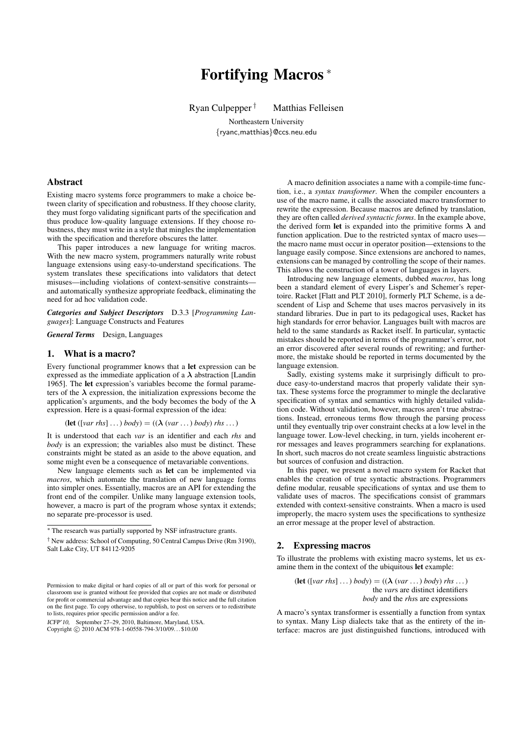# Fortifying Macros *

Ryan Culpepper † Matthias Felleisen

Northeastern University
{ryanc,matthias}@ccs.neu.edu

## Abstract

Existing macro systems force programmers to make a choice between clarity of specification and robustness. If they choose clarity, they must forgo validating significant parts of the specification and thus produce low-quality language extensions. If they choose robustness, they must write in a style that mingles the implementation with the specification and therefore obscures the latter.

This paper introduces a new language for writing macros. With the new macro system, programmers naturally write robust language extensions using easy-to-understand specifications. The system translates these specifications into validators that detect misuses—including violations of context-sensitive constraints—and automatically synthesize appropriate feedback, eliminating the need for ad hoc validation code.

***Categories and Subject Descriptors*** D.3.3 [*Programming Languages*]: Language Constructs and Features

***General Terms*** Design, Languages

## 1. What is a macro?

Every functional programmer knows that a **let** expression can be expressed as the immediate application of a $\lambda$ abstraction [Landin 1965]. The **let** expression's variables become the formal parameters of the $\lambda$ expression, the initialization expressions become the application's arguments, and the body becomes the body of the $\lambda$ expression. Here is a quasi-formal expression of the idea:

(**let** ([*var rhs*] ...) *body*) = (($\boldsymbol{\lambda}$ (*var* ...) *body*) *rhs* ...)

It is understood that each *var* is an identifier and each *rhs* and *body* is an expression; the variables also must be distinct. These constraints might be stated as an aside to the above equation, and some might even be a consequence of metavariable conventions.

New language elements such as **let** can be implemented via *macros*, which automate the translation of new language forms into simpler ones. Essentially, macros are an API for extending the front end of the compiler. Unlike many language extension tools, however, a macro is part of the program whose syntax it extends; no separate pre-processor is used.

* The research was partially supported by NSF infrastructure grants.

† New address: School of Computing, 50 Central Campus Drive (Rm 3190), Salt Lake City, UT 84112-9205

Permission to make digital or hard copies of all or part of this work for personal or classroom use is granted without fee provided that copies are not made or distributed for profit or commercial advantage and that copies bear this notice and the full citation on the first page. To copy otherwise, to republish, to post on servers or to redistribute to lists, requires prior specific permission and/or a fee.

*ICFP'10,* September 27–29, 2010, Baltimore, Maryland, USA.
Copyright © 2010 ACM 978-1-60558-794-3/10/09...$10.00

A macro definition associates a name with a compile-time function, i.e., a *syntax transformer*. When the compiler encounters a use of the macro name, it calls the associated macro transformer to rewrite the expression. Because macros are defined by translation, they are often called *derived syntactic forms*. In the example above, the derived form **let** is expanded into the primitive forms $\boldsymbol{\lambda}$ and function application. Due to the restricted syntax of macro uses—the macro name must occur in operator position—extensions to the language easily compose. Since extensions are anchored to names, extensions can be managed by controlling the scope of their names. This allows the construction of a tower of languages in layers.

Introducing new language elements, dubbed *macros*, has long been a standard element of every Lisper's and Schemer's repertoire. Racket [Flatt and PLT 2010], formerly PLT Scheme, is a descendent of Lisp and Scheme that uses macros pervasively in its standard libraries. Due in part to its pedagogical uses, Racket has high standards for error behavior. Languages built with macros are held to the same standards as Racket itself. In particular, syntactic mistakes should be reported in terms of the programmer's error, not an error discovered after several rounds of rewriting; and furthermore, the mistake should be reported in terms documented by the language extension.

Sadly, existing systems make it surprisingly difficult to produce easy-to-understand macros that properly validate their syntax. These systems force the programmer to mingle the declarative specification of syntax and semantics with highly detailed validation code. Without validation, however, macros aren't true abstractions. Instead, erroneous terms flow through the parsing process until they eventually trip over constraint checks at a low level in the language tower. Low-level checking, in turn, yields incoherent error messages and leaves programmers searching for explanations. In short, such macros do not create seamless linguistic abstractions but sources of confusion and distraction.

In this paper, we present a novel macro system for Racket that enables the creation of true syntactic abstractions. Programmers define modular, reusable specifications of syntax and use them to validate uses of macros. The specifications consist of grammars extended with context-sensitive constraints. When a macro is used improperly, the macro system uses the specifications to synthesize an error message at the proper level of abstraction.

## 2. Expressing macros

To illustrate the problems with existing macro systems, let us examine them in the context of the ubiquitous **let** example:

(**let** ([*var rhs*] ...) *body*) = (($\boldsymbol{\lambda}$ (*var* ...) *body*) *rhs* ...)
the *var*s are distinct identifiers
*body* and the *rhs*s are expressions

A macro's syntax transformer is essentially a function from syntax to syntax. Many Lisp dialects take that as the entirety of the interface: macros are just distinguished functions, introduced with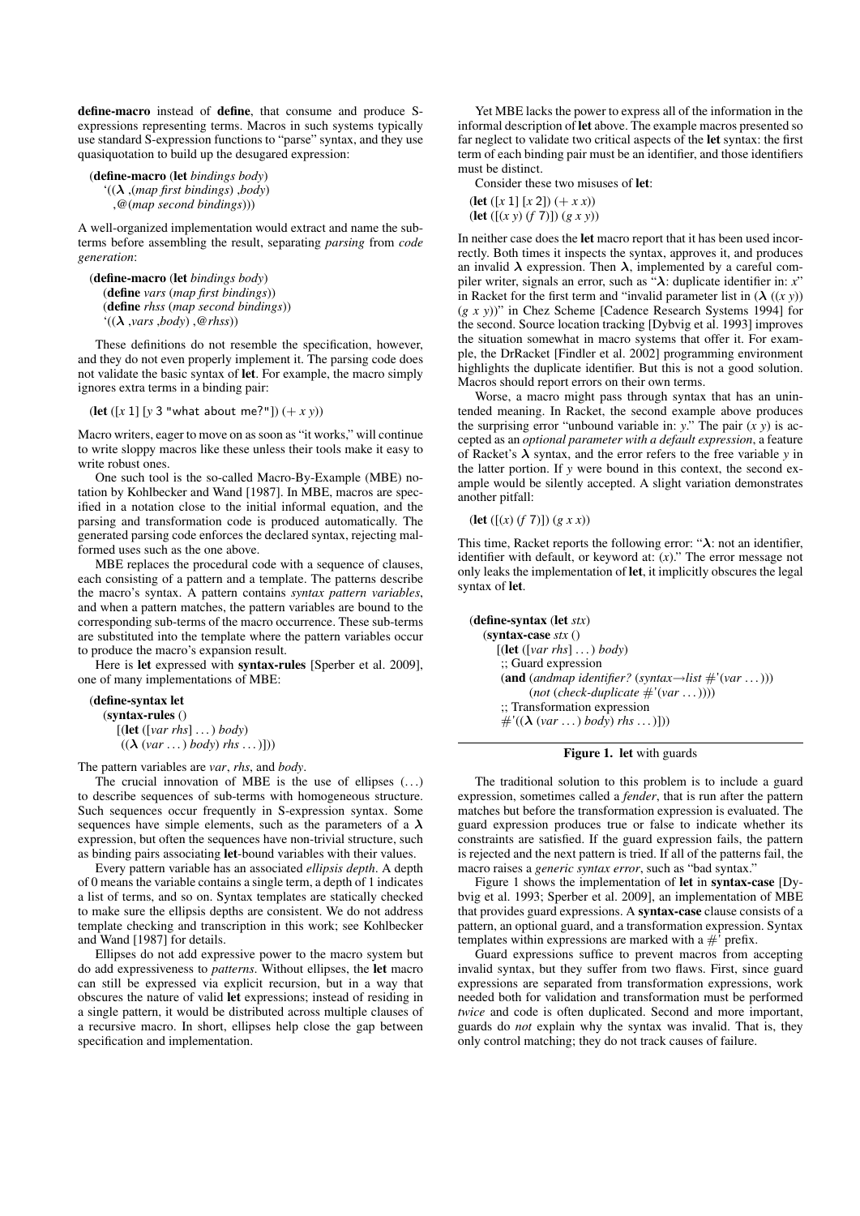**define-macro** instead of **define**, that consume and produce S-expressions representing terms. Macros in such systems typically use standard S-expression functions to "parse" syntax, and they use quasiquotation to build up the desugared expression:

```
(define-macro (let bindings body)
  `((λ ,(map first bindings) ,body)
    ,@(map second bindings)))
```

A well-organized implementation would extract and name the sub-terms before assembling the result, separating *parsing* from *code generation*:

```
(define-macro (let bindings body)
  (define vars (map first bindings))
  (define rhss (map second bindings))
  `((λ ,vars ,body) ,@rhss))
```

These definitions do not resemble the specification, however, and they do not even properly implement it. The parsing code does not validate the basic syntax of **let**. For example, the macro simply ignores extra terms in a binding pair:

```
(let ([x 1] [y 3 "what about me?"]) (+ x y))
```

Macro writers, eager to move on as soon as "it works," will continue to write sloppy macros like these unless their tools make it easy to write robust ones.

One such tool is the so-called Macro-By-Example (MBE) notation by Kohlbecker and Wand [1987]. In MBE, macros are specified in a notation close to the initial informal equation, and the parsing and transformation code is produced automatically. The generated parsing code enforces the declared syntax, rejecting malformed uses such as the one above.

MBE replaces the procedural code with a sequence of clauses, each consisting of a pattern and a template. The patterns describe the macro's syntax. A pattern contains *syntax pattern variables*, and when a pattern matches, the pattern variables are bound to the corresponding sub-terms of the macro occurrence. These sub-terms are substituted into the template where the pattern variables occur to produce the macro's expansion result.

Here is **let** expressed with **syntax-rules** [Sperber et al. 2009], one of many implementations of MBE:

```
(define-syntax let
  (syntax-rules ()
    [(let ([var rhs] ...) body)
     ((λ (var ...) body) rhs ...)]))
```

The pattern variables are *var*, *rhs*, and *body*.

The crucial innovation of MBE is the use of ellipses (...) to describe sequences of sub-terms with homogeneous structure. Such sequences occur frequently in S-expression syntax. Some sequences have simple elements, such as the parameters of a λ expression, but often the sequences have non-trivial structure, such as binding pairs associating **let**-bound variables with their values.

Every pattern variable has an associated *ellipsis depth*. A depth of 0 means the variable contains a single term, a depth of 1 indicates a list of terms, and so on. Syntax templates are statically checked to make sure the ellipsis depths are consistent. We do not address template checking and transcription in this work; see Kohlbecker and Wand [1987] for details.

Ellipses do not add expressive power to the macro system but do add expressiveness to *patterns*. Without ellipses, the **let** macro can still be expressed via explicit recursion, but in a way that obscures the nature of valid **let** expressions; instead of residing in a single pattern, it would be distributed across multiple clauses of a recursive macro. In short, ellipses help close the gap between specification and implementation.

Yet MBE lacks the power to express all of the information in the informal description of **let** above. The example macros presented so far neglect to validate two critical aspects of the **let** syntax: the first term of each binding pair must be an identifier, and those identifiers must be distinct.

Consider these two misuses of **let**:

```
(let ([x 1] [x 2]) (+ x x))
(let ([(x y) (f 7)]) (g x y))
```

In neither case does the **let** macro report that it has been used incorrectly. Both times it inspects the syntax, approves it, and produces an invalid λ expression. Then λ, implemented by a careful compiler writer, signals an error, such as "λ: duplicate identifier in: *x*" in Racket for the first term and "invalid parameter list in (λ ((*x y*)) (*g x y*))" in Chez Scheme [Cadence Research Systems 1994] for the second. Source location tracking [Dybvig et al. 1993] improves the situation somewhat in macro systems that offer it. For example, the DrRacket [Findler et al. 2002] programming environment highlights the duplicate identifier. But this is not a good solution. Macros should report errors on their own terms.

Worse, a macro might pass through syntax that has an unintended meaning. In Racket, the second example above produces the surprising error "unbound variable in: *y*." The pair (*x y*) is accepted as an *optional parameter with a default expression*, a feature of Racket's λ syntax, and the error refers to the free variable *y* in the latter portion. If *y* were bound in this context, the second example would be silently accepted. A slight variation demonstrates another pitfall:

```
(let ([(x) (f 7)]) (g x x))
```

This time, Racket reports the following error: "λ: not an identifier, identifier with default, or keyword at: (*x*)." The error message not only leaks the implementation of **let**, it implicitly obscures the legal syntax of **let**.

```
(define-syntax (let stx)
  (syntax-case stx ()
    [(let ([var rhs] ...) body)
     ;; Guard expression
     (and (andmap identifier? (syntax→list #'(var ...)))
          (not (check-duplicate #'(var ...))))
     ;; Transformation expression
     #'((λ (var ...) body) rhs ...)]))
```

**Figure 1. let with guards**

The traditional solution to this problem is to include a guard expression, sometimes called a *fender*, that is run after the pattern matches but before the transformation expression is evaluated. The guard expression produces true or false to indicate whether its constraints are satisfied. If the guard expression fails, the pattern is rejected and the next pattern is tried. If all of the patterns fail, the macro raises a *generic syntax error*, such as "bad syntax."

Figure 1 shows the implementation of **let** in **syntax-case** [Dybvig et al. 1993; Sperber et al. 2009], an implementation of MBE that provides guard expressions. A **syntax-case** clause consists of a pattern, an optional guard, and a transformation expression. Syntax templates within expressions are marked with a #' prefix.

Guard expressions suffice to prevent macros from accepting invalid syntax, but they suffer from two flaws. First, since guard expressions are separated from transformation expressions, work needed both for validation and transformation must be performed *twice* and code is often duplicated. Second and more important, guards do *not* explain why the syntax was invalid. That is, they only control matching; they do not track causes of failure.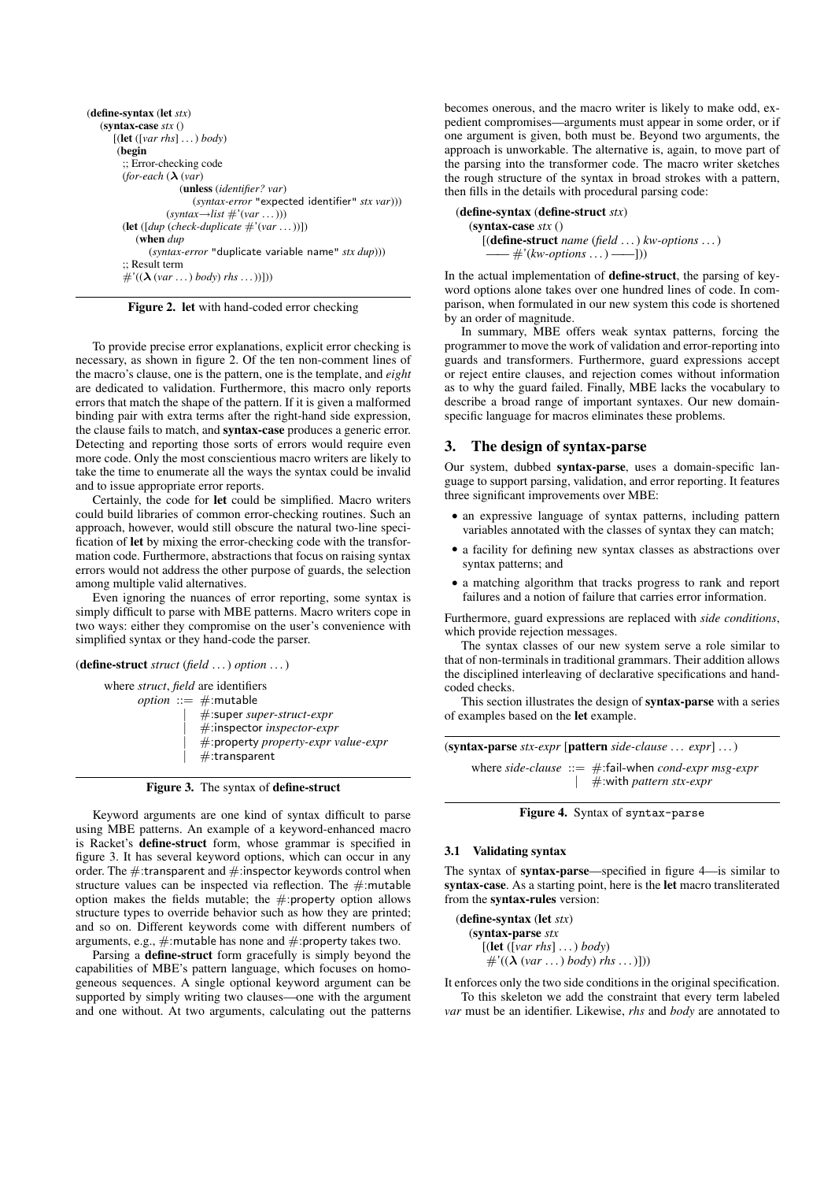```
(define-syntax (let stx)
  (syntax-case stx ()
    [(let ([var rhs] ...) body)
     (begin
       ;; Error-checking code
       (for-each (λ (var)
                   (unless (identifier? var)
                     (syntax-error "expected identifier" stx var)))
                 (syntax→list #'(var ...)))
       (let ([dup (check-duplicate #'(var ...))])
         (when dup
           (syntax-error "duplicate variable name" stx dup)))
       ;; Result term
       #'((λ (var ...) body) rhs ...))]))
```

**Figure 2.** let with hand-coded error checking

To provide precise error explanations, explicit error checking is necessary, as shown in figure 2. Of the ten non-comment lines of the macro's clause, one is the pattern, one is the template, and *eight* are dedicated to validation. Furthermore, this macro only reports errors that match the shape of the pattern. If it is given a malformed binding pair with extra terms after the right-hand side expression, the clause fails to match, and **syntax-case** produces a generic error. Detecting and reporting those sorts of errors would require even more code. Only the most conscientious macro writers are likely to take the time to enumerate all the ways the syntax could be invalid and to issue appropriate error reports.

Certainly, the code for **let** could be simplified. Macro writers could build libraries of common error-checking routines. Such an approach, however, would still obscure the natural two-line specification of **let** by mixing the error-checking code with the transformation code. Furthermore, abstractions that focus on raising syntax errors would not address the other purpose of guards, the selection among multiple valid alternatives.

Even ignoring the nuances of error reporting, some syntax is simply difficult to parse with MBE patterns. Macro writers cope in two ways: either they compromise on the user's convenience with simplified syntax or they hand-code the parser.

```
(define-struct struct (field ...) option ...)

  where struct, field are identifiers
        option ::= #:mutable
                 | #:super super-struct-expr
                 | #:inspector inspector-expr
                 | #:property property-expr value-expr
                 | #:transparent
```

**Figure 3.** The syntax of **define-struct**

Keyword arguments are one kind of syntax difficult to parse using MBE patterns. An example of a keyword-enhanced macro is Racket's **define-struct** form, whose grammar is specified in figure 3. It has several keyword options, which can occur in any order. The #:transparent and #:inspector keywords control when structure values can be inspected via reflection. The #:mutable option makes the fields mutable; the #:property option allows structure types to override behavior such as how they are printed; and so on. Different keywords come with different numbers of arguments, e.g., #:mutable has none and #:property takes two.

Parsing a **define-struct** form gracefully is simply beyond the capabilities of MBE's pattern language, which focuses on homogeneous sequences. A single optional keyword argument can be supported by simply writing two clauses—one with the argument and one without. At two arguments, calculating out the patterns becomes onerous, and the macro writer is likely to make odd, expedient compromises—arguments must appear in some order, or if one argument is given, both must be. Beyond two arguments, the approach is unworkable. The alternative is, again, to move part of the parsing into the transformer code. The macro writer sketches the rough structure of the syntax in broad strokes with a pattern, then fills in the details with procedural parsing code:

```
(define-syntax (define-struct stx)
  (syntax-case stx ()
    [(define-struct name (field ...) kw-options ...)
     —— #'(kw-options ...) ——]))
```

In the actual implementation of **define-struct**, the parsing of keyword options alone takes over one hundred lines of code. In comparison, when formulated in our new system this code is shortened by an order of magnitude.

In summary, MBE offers weak syntax patterns, forcing the programmer to move the work of validation and error-reporting into guards and transformers. Furthermore, guard expressions accept or reject entire clauses, and rejection comes without information as to why the guard failed. Finally, MBE lacks the vocabulary to describe a broad range of important syntaxes. Our new domain-specific language for macros eliminates these problems.

## 3. The design of syntax-parse

Our system, dubbed **syntax-parse**, uses a domain-specific language to support parsing, validation, and error reporting. It features three significant improvements over MBE:

- an expressive language of syntax patterns, including pattern variables annotated with the classes of syntax they can match;
- a facility for defining new syntax classes as abstractions over syntax patterns; and
- a matching algorithm that tracks progress to rank and report failures and a notion of failure that carries error information.

Furthermore, guard expressions are replaced with *side conditions*, which provide rejection messages.

The syntax classes of our new system serve a role similar to that of non-terminals in traditional grammars. Their addition allows the disciplined interleaving of declarative specifications and hand-coded checks.

This section illustrates the design of **syntax-parse** with a series of examples based on the **let** example.

```
(syntax-parse stx-expr [pattern side-clause ... expr] ...)

  where side-clause ::= #:fail-when cond-expr msg-expr
                      | #:with pattern stx-expr
```

**Figure 4.** Syntax of syntax-parse

### 3.1 Validating syntax

The syntax of **syntax-parse**—specified in figure 4—is similar to **syntax-case**. As a starting point, here is the **let** macro transliterated from the **syntax-rules** version:

```
(define-syntax (let stx)
  (syntax-parse stx
    [(let ([var rhs] ...) body)
     #'((λ (var ...) body) rhs ...)]))
```

It enforces only the two side conditions in the original specification.

To this skeleton we add the constraint that every term labeled *var* must be an identifier. Likewise, *rhs* and *body* are annotated to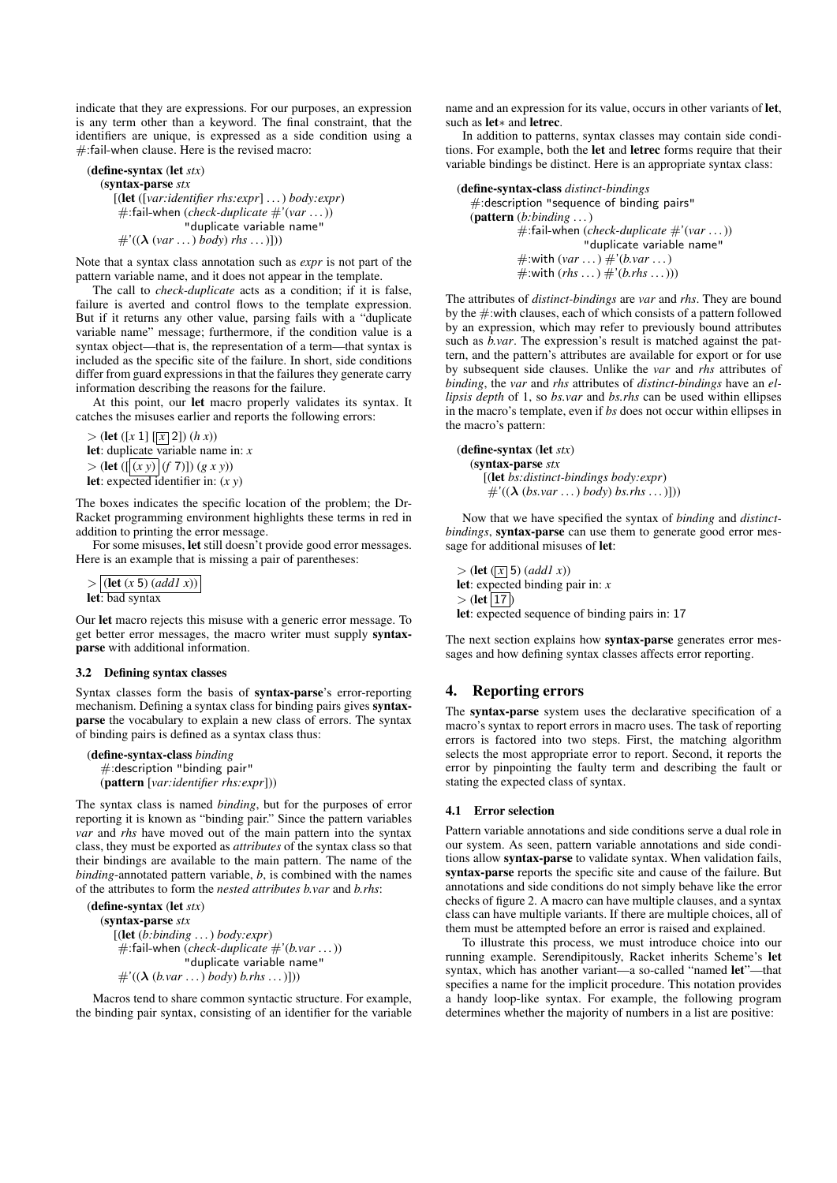indicate that they are expressions. For our purposes, an expression is any term other than a keyword. The final constraint, that the identifiers are unique, is expressed as a side condition using a #:fail-when clause. Here is the revised macro:

```
(define-syntax (let stx)
  (syntax-parse stx
    [(let ([var:identifier rhs:expr] ...) body:expr)
     #:fail-when (check-duplicate #'(var ...))
                 "duplicate variable name"
     #'((λ (var ...) body) rhs ...)]))
```

Note that a syntax class annotation such as *expr* is not part of the pattern variable name, and it does not appear in the template.

The call to *check-duplicate* acts as a condition; if it is false, failure is averted and control flows to the template expression. But if it returns any other value, parsing fails with a "duplicate variable name" message; furthermore, if the condition value is a syntax object—that is, the representation of a term—that syntax is included as the specific site of the failure. In short, side conditions differ from guard expressions in that the failures they generate carry information describing the reasons for the failure.

At this point, our **let** macro properly validates its syntax. It catches the misuses earlier and reports the following errors:

```
> (let ([x 1] [[x] 2]) (h x))
let: duplicate variable name in: x
> (let ([[(x y)] (f 7)]) (g x y))
let: expected identifier in: (x y)
```

The boxes indicates the specific location of the problem; the DrRacket programming environment highlights these terms in red in addition to printing the error message.

For some misuses, **let** still doesn't provide good error messages. Here is an example that is missing a pair of parentheses:

```
> [(let (x 5) (add1 x))]
let: bad syntax
```

Our **let** macro rejects this misuse with a generic error message. To get better error messages, the macro writer must supply **syntax-parse** with additional information.

### 3.2 Defining syntax classes

Syntax classes form the basis of **syntax-parse**'s error-reporting mechanism. Defining a syntax class for binding pairs gives **syntax-parse** the vocabulary to explain a new class of errors. The syntax of binding pairs is defined as a syntax class thus:

```
(define-syntax-class binding
  #:description "binding pair"
  (pattern [var:identifier rhs:expr]))
```

The syntax class is named *binding*, but for the purposes of error reporting it is known as "binding pair." Since the pattern variables *var* and *rhs* have moved out of the main pattern into the syntax class, they must be exported as *attributes* of the syntax class so that their bindings are available to the main pattern. The name of the *binding*-annotated pattern variable, *b*, is combined with the names of the attributes to form the *nested attributes b.var* and *b.rhs*:

```
(define-syntax (let stx)
  (syntax-parse stx
    [(let (b:binding ...) body:expr)
     #:fail-when (check-duplicate #'(b.var ...))
                 "duplicate variable name"
     #'((λ (b.var ...) body) b.rhs ...)]))
```

Macros tend to share common syntactic structure. For example, the binding pair syntax, consisting of an identifier for the variable name and an expression for its value, occurs in other variants of **let**, such as **let∗** and **letrec**.

In addition to patterns, syntax classes may contain side conditions. For example, both the **let** and **letrec** forms require that their variable bindings be distinct. Here is an appropriate syntax class:

```
(define-syntax-class distinct-bindings
  #:description "sequence of binding pairs"
  (pattern (b:binding ...)
           #:fail-when (check-duplicate #'(var ...))
                       "duplicate variable name"
           #:with (var ...) #'(b.var ...)
           #:with (rhs ...) #'(b.rhs ...)))
```

The attributes of *distinct-bindings* are *var* and *rhs*. They are bound by the #:with clauses, each of which consists of a pattern followed by an expression, which may refer to previously bound attributes such as *b.var*. The expression's result is matched against the pattern, and the pattern's attributes are available for export or for use by subsequent side clauses. Unlike the *var* and *rhs* attributes of *binding*, the *var* and *rhs* attributes of *distinct-bindings* have an *ellipsis depth* of 1, so *bs.var* and *bs.rhs* can be used within ellipses in the macro's template, even if *bs* does not occur within ellipses in the macro's pattern:

```
(define-syntax (let stx)
  (syntax-parse stx
    [(let bs:distinct-bindings body:expr)
     #'((λ (bs.var ...) body) bs.rhs ...)]))
```

Now that we have specified the syntax of *binding* and *distinct-bindings*, **syntax-parse** can use them to generate good error message for additional misuses of **let**:

```
> (let ([x] 5) (add1 x))
let: expected binding pair in: x
> (let [17])
let: expected sequence of binding pairs in: 17
```

The next section explains how **syntax-parse** generates error messages and how defining syntax classes affects error reporting.

## 4. Reporting errors

The **syntax-parse** system uses the declarative specification of a macro's syntax to report errors in macro uses. The task of reporting errors is factored into two steps. First, the matching algorithm selects the most appropriate error to report. Second, it reports the error by pinpointing the faulty term and describing the fault or stating the expected class of syntax.

### 4.1 Error selection

Pattern variable annotations and side conditions serve a dual role in our system. As seen, pattern variable annotations and side conditions allow **syntax-parse** to validate syntax. When validation fails, **syntax-parse** reports the specific site and cause of the failure. But annotations and side conditions do not simply behave like the error checks of figure 2. A macro can have multiple clauses, and a syntax class can have multiple variants. If there are multiple choices, all of them must be attempted before an error is raised and explained.

To illustrate this process, we must introduce choice into our running example. Serendipitously, Racket inherits Scheme's **let** syntax, which has another variant—a so-called "named **let**"—that specifies a name for the implicit procedure. This notation provides a handy loop-like syntax. For example, the following program determines whether the majority of numbers in a list are positive: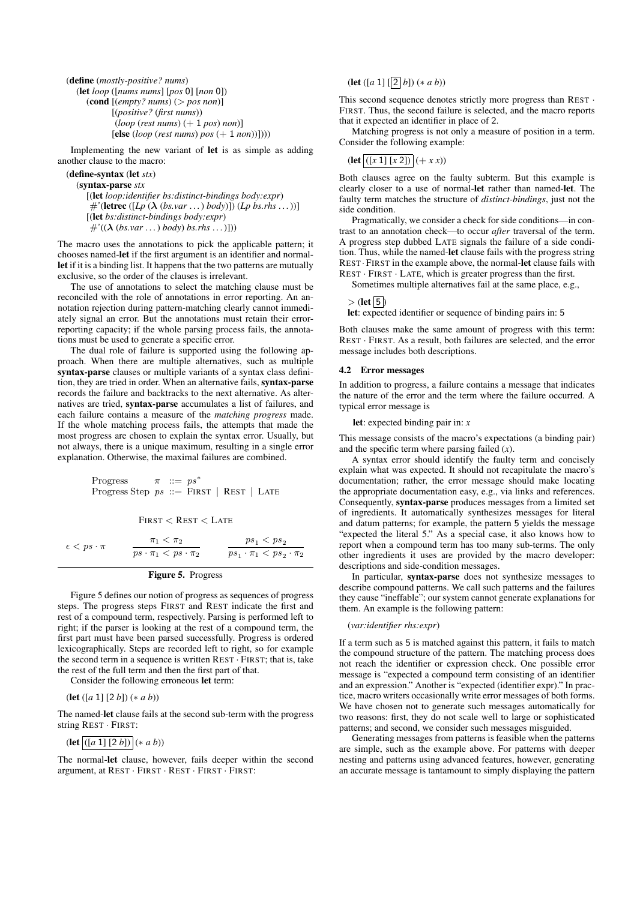```
(define (mostly-positive? nums)
  (let loop ([nums nums] [pos 0] [non 0])
    (cond [(empty? nums) (> pos non)]
          [(positive? (first nums))
           (loop (rest nums) (+ 1 pos) non)]
          [else (loop (rest nums) pos (+ 1 non))])))
```

Implementing the new variant of **let** is as simple as adding another clause to the macro:

```
(define-syntax (let stx)
  (syntax-parse stx
    [(let loop:identifier bs:distinct-bindings body:expr)
     #'(letrec ([Lp (λ (bs.var ...) body)]) (Lp bs.rhs ...))]
    [(let bs:distinct-bindings body:expr)
     #'((λ (bs.var ...) body) bs.rhs ...)]))
```

The macro uses the annotations to pick the applicable pattern; it chooses named-**let** if the first argument is an identifier and normal-**let** if it is a binding list. It happens that the two patterns are mutually exclusive, so the order of the clauses is irrelevant.

The use of annotations to select the matching clause must be reconciled with the role of annotations in error reporting. An annotation rejection during pattern-matching clearly cannot immediately signal an error. But the annotations must retain their error-reporting capacity; if the whole parsing process fails, the annotations must be used to generate a specific error.

The dual role of failure is supported using the following approach. When there are multiple alternatives, such as multiple **syntax-parse** clauses or multiple variants of a syntax class definition, they are tried in order. When an alternative fails, **syntax-parse** records the failure and backtracks to the next alternative. As alternatives are tried, **syntax-parse** accumulates a list of failures, and each failure contains a measure of the *matching progress* made. If the whole matching process fails, the attempts that made the most progress are chosen to explain the syntax error. Usually, but not always, there is a unique maximum, resulting in a single error explanation. Otherwise, the maximal failures are combined.

$$\begin{array}{lll} \text{Progress} & \pi & ::= ps^* \\ \text{Progress Step} & ps & ::= \text{FIRST} \mid \text{REST} \mid \text{LATE} \end{array}$$

$$\text{FIRST} < \text{REST} < \text{LATE}$$

$$\epsilon < ps \cdot \pi \qquad \frac{\pi_1 < \pi_2}{ps \cdot \pi_1 < ps \cdot \pi_2} \qquad \frac{ps_1 < ps_2}{ps_1 \cdot \pi_1 < ps_2 \cdot \pi_2}$$

**Figure 5.** Progress

Figure 5 defines our notion of progress as sequences of progress steps. The progress steps FIRST and REST indicate the first and rest of a compound term, respectively. Parsing is performed left to right; if the parser is looking at the rest of a compound term, the first part must have been parsed successfully. Progress is ordered lexicographically. Steps are recorded left to right, so for example the second term in a sequence is written REST · FIRST; that is, take the rest of the full term and then the first part of that.

Consider the following erroneous **let** term:

```
(let ([a 1] [2 b]) (* a b))
```

The named-**let** clause fails at the second sub-term with the progress string REST · FIRST:

```
(let [([a 1] [2 b])] (* a b))
```

The normal-**let** clause, however, fails deeper within the second argument, at REST · FIRST · REST · FIRST · FIRST:

```
(let ([a 1] [[2] b]) (* a b))
```

This second sequence denotes strictly more progress than REST · FIRST. Thus, the second failure is selected, and the macro reports that it expected an identifier in place of 2.

Matching progress is not only a measure of position in a term. Consider the following example:

```
(let [([x 1] [x 2])] (+ x x))
```

Both clauses agree on the faulty subterm. But this example is clearly closer to a use of normal-**let** rather than named-**let**. The faulty term matches the structure of *distinct-bindings*, just not the side condition.

Pragmatically, we consider a check for side conditions—in contrast to an annotation check—to occur *after* traversal of the term. A progress step dubbed LATE signals the failure of a side condition. Thus, while the named-**let** clause fails with the progress string REST · FIRST in the example above, the normal-**let** clause fails with REST · FIRST · LATE, which is greater progress than the first.

Sometimes multiple alternatives fail at the same place, e.g.,

```
> (let [5])
let: expected identifier or sequence of binding pairs in: 5
```

Both clauses make the same amount of progress with this term: REST · FIRST. As a result, both failures are selected, and the error message includes both descriptions.

### 4.2 Error messages

In addition to progress, a failure contains a message that indicates the nature of the error and the term where the failure occurred. A typical error message is

**let**: expected binding pair in: *x*

This message consists of the macro's expectations (a binding pair) and the specific term where parsing failed (*x*).

A syntax error should identify the faulty term and concisely explain what was expected. It should not recapitulate the macro's documentation; rather, the error message should make locating the appropriate documentation easy, e.g., via links and references. Consequently, **syntax-parse** produces messages from a limited set of ingredients. It automatically synthesizes messages for literal and datum patterns; for example, the pattern 5 yields the message "expected the literal 5." As a special case, it also knows how to report when a compound term has too many sub-terms. The only other ingredients it uses are provided by the macro developer: descriptions and side-condition messages.

In particular, **syntax-parse** does not synthesize messages to describe compound patterns. We call such patterns and the failures they cause "ineffable"; our system cannot generate explanations for them. An example is the following pattern:

```
(var:identifier rhs:expr)
```

If a term such as 5 is matched against this pattern, it fails to match the compound structure of the pattern. The matching process does not reach the identifier or expression check. One possible error message is "expected a compound term consisting of an identifier and an expression." Another is "expected (identifier expr)." In practice, macro writers occasionally write error messages of both forms. We have chosen not to generate such messages automatically for two reasons: first, they do not scale well to large or sophisticated patterns; and second, we consider such messages misguided.

Generating messages from patterns is feasible when the patterns are simple, such as the example above. For patterns with deeper nesting and patterns using advanced features, however, generating an accurate message is tantamount to simply displaying the pattern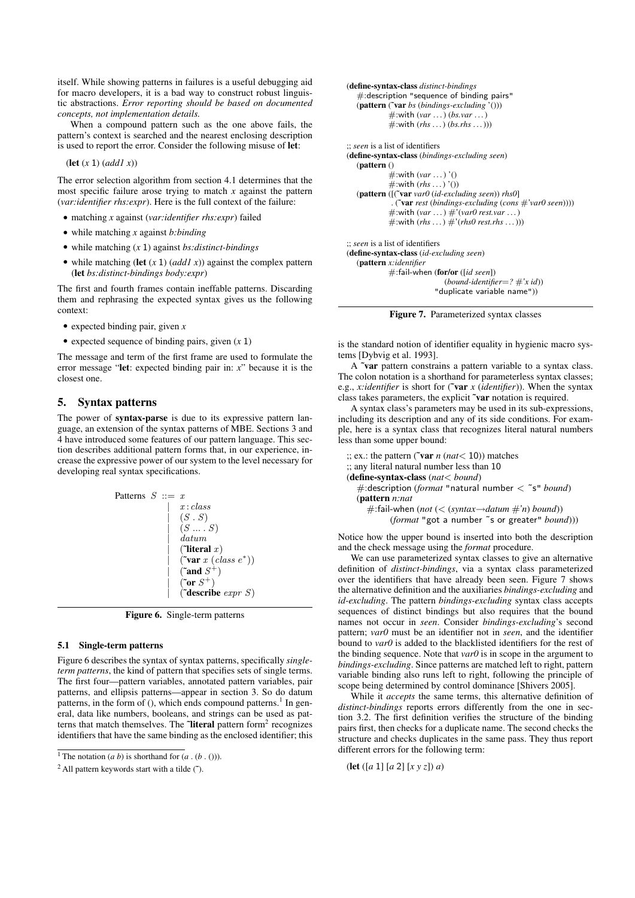itself. While showing patterns in failures is a useful debugging aid for macro developers, it is a bad way to construct robust linguistic abstractions. *Error reporting should be based on documented concepts, not implementation details.*

When a compound pattern such as the one above fails, the pattern's context is searched and the nearest enclosing description is used to report the error. Consider the following misuse of **let**:

```
(let (x 1) (add1 x))
```

The error selection algorithm from section 4.1 determines that the most specific failure arose trying to match *x* against the pattern (*var:identifier rhs:expr*). Here is the full context of the failure:

- matching *x* against (*var:identifier rhs:expr*) failed
- while matching *x* against *b:binding*
- while matching (*x* 1) against *bs:distinct-bindings*
- while matching (**let** (*x* 1) (*add1 x*)) against the complex pattern (**let** *bs:distinct-bindings body:expr*)

The first and fourth frames contain ineffable patterns. Discarding them and rephrasing the expected syntax gives us the following context:

- expected binding pair, given *x*
- expected sequence of binding pairs, given (*x* 1)

The message and term of the first frame are used to formulate the error message "**let**: expected binding pair in: *x*" because it is the closest one.

## 5. Syntax patterns

The power of **syntax-parse** is due to its expressive pattern language, an extension of the syntax patterns of MBE. Sections 3 and 4 have introduced some features of our pattern language. This section describes additional pattern forms that, in our experience, increase the expressive power of our system to the level necessary for developing real syntax specifications.

$$
\begin{array}{rcl}
\text{Patterns } S & ::= & x \\
& | & x : class \\
& | & (S \;.\; S) \\
& | & (S \;...\; .\; S) \\
& | & datum \\
& | & (\tilde{}\textbf{literal}\; x) \\
& | & (\tilde{}\textbf{var}\; x\; (class\; e^{*})) \\
& | & (\tilde{}\textbf{and}\; S^{+}) \\
& | & (\tilde{}\textbf{or}\; S^{+}) \\
& | & (\tilde{}\textbf{describe}\; expr\; S)
\end{array}
$$

**Figure 6.** Single-term patterns

### 5.1 Single-term patterns

Figure 6 describes the syntax of syntax patterns, specifically *single-term patterns*, the kind of pattern that specifies sets of single terms. The first four—pattern variables, annotated pattern variables, pair patterns, and ellipsis patterns—appear in section 3. So do datum patterns, in the form of (), which ends compound patterns.[1] In general, data like numbers, booleans, and strings can be used as patterns that match themselves. The **~literal** pattern form[2] recognizes identifiers that have the same binding as the enclosed identifier; this is the standard notion of identifier equality in hygienic macro systems [Dybvig et al. 1993].

[1] The notation (*a b*) is shorthand for (*a* . (*b* . ())).

[2] All pattern keywords start with a tilde (~).

```
(define-syntax-class distinct-bindings
  #:description "sequence of binding pairs"
  (pattern (~var bs (bindings-excluding '()))
           #:with (var ...) (bs.var ...)
           #:with (rhs ...) (bs.rhs ...)))

;; seen is a list of identifiers
(define-syntax-class (bindings-excluding seen)
  (pattern ()
           #:with (var ...) '()
           #:with (rhs ...) '())
  (pattern ([(~var var0 (id-excluding seen)) rhs0]
            . (~var rest (bindings-excluding (cons #'var0 seen))))
           #:with (var ...) #'(var0 rest.var ...)
           #:with (rhs ...) #'(rhs0 rest.rhs ...)))

;; seen is a list of identifiers
(define-syntax-class (id-excluding seen)
  (pattern x:identifier
           #:fail-when (for/or ([id seen])
                         (bound-identifier=? #'x id))
                       "duplicate variable name"))
```

**Figure 7.** Parameterized syntax classes

A **~var** pattern constrains a pattern variable to a syntax class. The colon notation is a shorthand for parameterless syntax classes; e.g., *x:identifier* is short for (**~var** *x* (*identifier*)). When the syntax class takes parameters, the explicit **~var** notation is required.

A syntax class's parameters may be used in its sub-expressions, including its description and any of its side conditions. For example, here is a syntax class that recognizes literal natural numbers less than some upper bound:

```
;; ex.: the pattern (~var n (nat< 10)) matches
;; any literal natural number less than 10
(define-syntax-class (nat< bound)
  #:description (format "natural number < ~s" bound)
  (pattern n:nat
    #:fail-when (not (< (syntax->datum #'n) bound))
                (format "got a number ~s or greater" bound)))
```

Notice how the upper bound is inserted into both the description and the check message using the *format* procedure.

We can use parameterized syntax classes to give an alternative definition of *distinct-bindings*, via a syntax class parameterized over the identifiers that have already been seen. Figure 7 shows the alternative definition and the auxiliaries *bindings-excluding* and *id-excluding*. The pattern *bindings-excluding* syntax class accepts sequences of distinct bindings but also requires that the bound names not occur in *seen*. Consider *bindings-excluding*'s second pattern; *var0* must be an identifier not in *seen*, and the identifier bound to *var0* is added to the blacklisted identifiers for the rest of the binding sequence. Note that *var0* is in scope in the argument to *bindings-excluding*. Since patterns are matched left to right, pattern variable binding also runs left to right, following the principle of scope being determined by control dominance [Shivers 2005].

While it *accepts* the same terms, this alternative definition of *distinct-bindings* reports errors differently from the one in section 3.2. The first definition verifies the structure of the binding pairs first, then checks for a duplicate name. The second checks the structure and checks duplicates in the same pass. They thus report different errors for the following term:

```
(let ([a 1] [a 2] [x y z]) a)
```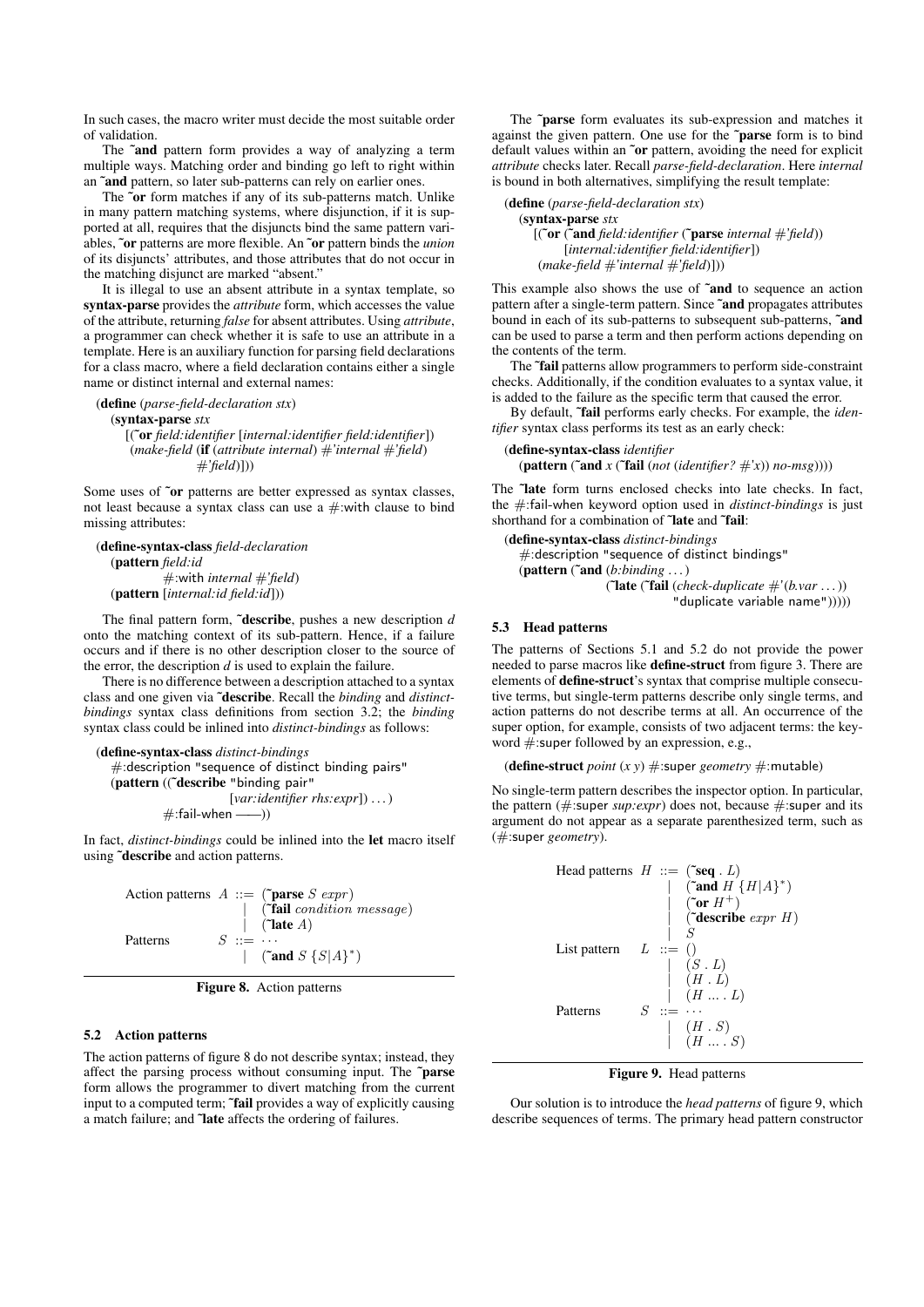In such cases, the macro writer must decide the most suitable order of validation.

The **~and** pattern form provides a way of analyzing a term multiple ways. Matching order and binding go left to right within an **~and** pattern, so later sub-patterns can rely on earlier ones.

The **~or** form matches if any of its sub-patterns match. Unlike in many pattern matching systems, where disjunction, if it is supported at all, requires that the disjuncts bind the same pattern variables, **~or** patterns are more flexible. An **~or** pattern binds the *union* of its disjuncts' attributes, and those attributes that do not occur in the matching disjunct are marked "absent."

It is illegal to use an absent attribute in a syntax template, so **syntax-parse** provides the *attribute* form, which accesses the value of the attribute, returning *false* for absent attributes. Using *attribute*, a programmer can check whether it is safe to use an attribute in a template. Here is an auxiliary function for parsing field declarations for a class macro, where a field declaration contains either a single name or distinct internal and external names:

```
(define (parse-field-declaration stx)
  (syntax-parse stx
    [(~or field:identifier [internal:identifier field:identifier])
     (make-field (if (attribute internal) #'internal #'field)
                 #'field)]))
```

Some uses of **~or** patterns are better expressed as syntax classes, not least because a syntax class can use a #:with clause to bind missing attributes:

```
(define-syntax-class field-declaration
  (pattern field:id
           #:with internal #'field)
  (pattern [internal:id field:id]))
```

The final pattern form, **~describe**, pushes a new description *d* onto the matching context of its sub-pattern. Hence, if a failure occurs and if there is no other description closer to the source of the error, the description *d* is used to explain the failure.

There is no difference between a description attached to a syntax class and one given via **~describe**. Recall the *binding* and *distinct-bindings* syntax class definitions from section 3.2; the *binding* syntax class could be inlined into *distinct-bindings* as follows:

```
(define-syntax-class distinct-bindings
  #:description "sequence of distinct binding pairs"
  (pattern ((~describe "binding pair"
                       [var:identifier rhs:expr]) ...)
           #:fail-when ——))
```

In fact, *distinct-bindings* could be inlined into the **let** macro itself using **~describe** and action patterns.

$$
\begin{array}{llcl}
\text{Action patterns} & A & ::= & (\textbf{\textasciitilde parse}\ S\ expr) \\
 & & | & (\textbf{\textasciitilde fail}\ condition\ message) \\
 & & | & (\textbf{\textasciitilde late}\ A) \\
\text{Patterns} & S & ::= & \cdots \\
 & & | & (\textbf{\textasciitilde and}\ S\ \{S|A\}^*)
\end{array}
$$

**Figure 8.** Action patterns

### 5.2 Action patterns

The action patterns of figure 8 do not describe syntax; instead, they affect the parsing process without consuming input. The **~parse** form allows the programmer to divert matching from the current input to a computed term; **~fail** provides a way of explicitly causing a match failure; and **~late** affects the ordering of failures.

The **~parse** form evaluates its sub-expression and matches it against the given pattern. One use for the **~parse** form is to bind default values within an **~or** pattern, avoiding the need for explicit *attribute* checks later. Recall *parse-field-declaration*. Here *internal* is bound in both alternatives, simplifying the result template:

```
(define (parse-field-declaration stx)
  (syntax-parse stx
    [(~or (~and field:identifier (~parse internal #'field))
          [internal:identifier field:identifier])
     (make-field #'internal #'field)]))
```

This example also shows the use of **~and** to sequence an action pattern after a single-term pattern. Since **~and** propagates attributes bound in each of its sub-patterns to subsequent sub-patterns, **~and** can be used to parse a term and then perform actions depending on the contents of the term.

The **~fail** patterns allow programmers to perform side-constraint checks. Additionally, if the condition evaluates to a syntax value, it is added to the failure as the specific term that caused the error.

By default, **~fail** performs early checks. For example, the *identifier* syntax class performs its test as an early check:

```
(define-syntax-class identifier
  (pattern (~and x (~fail (not (identifier? #'x)) no-msg))))
```

The **~late** form turns enclosed checks into late checks. In fact, the #:fail-when keyword option used in *distinct-bindings* is just shorthand for a combination of **~late** and **~fail**:

```
(define-syntax-class distinct-bindings
  #:description "sequence of distinct bindings"
  (pattern (~and (b:binding ...)
                 (~late (~fail (check-duplicate #'(b.var ...))
                               "duplicate variable name")))))
```

### 5.3 Head patterns

The patterns of Sections 5.1 and 5.2 do not provide the power needed to parse macros like **define-struct** from figure 3. There are elements of **define-struct**'s syntax that comprise multiple consecutive terms, but single-term patterns describe only single terms, and action patterns do not describe terms at all. An occurrence of the super option, for example, consists of two adjacent terms: the keyword #:super followed by an expression, e.g.,

```
(define-struct point (x y) #:super geometry #:mutable)
```

No single-term pattern describes the inspector option. In particular, the pattern (#:super *sup:expr*) does not, because #:super and its argument do not appear as a separate parenthesized term, such as (#:super *geometry*).

$$
\begin{array}{llcl}
\text{Head patterns} & H & ::= & (\textbf{\textasciitilde seq}\ .\ L) \\
 & & | & (\textbf{\textasciitilde and}\ H\ \{H|A\}^*) \\
 & & | & (\textbf{\textasciitilde or}\ H^+) \\
 & & | & (\textbf{\textasciitilde describe}\ expr\ H) \\
 & & | & S \\
\text{List pattern} & L & ::= & () \\
 & & | & (S\ .\ L) \\
 & & | & (H\ .\ L) \\
 & & | & (H\ ...\ .\ L) \\
\text{Patterns} & S & ::= & \cdots \\
 & & | & (H\ .\ S) \\
 & & | & (H\ ...\ .\ S)
\end{array}
$$

**Figure 9.** Head patterns

Our solution is to introduce the *head patterns* of figure 9, which describe sequences of terms. The primary head pattern constructor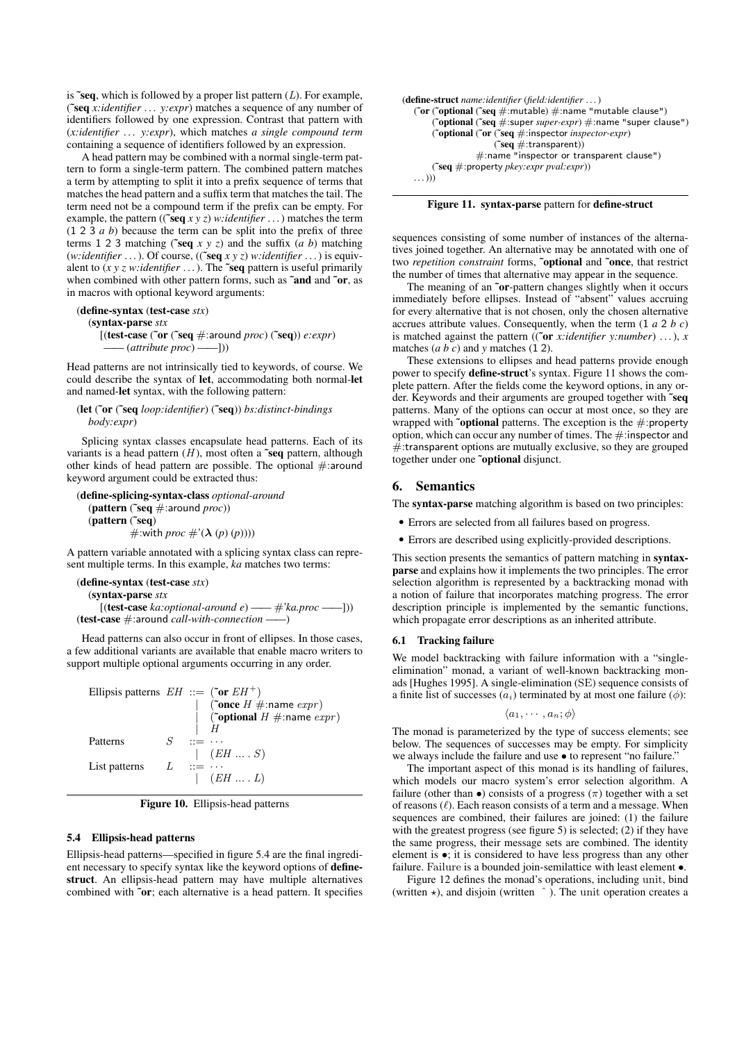is ~**seq**, which is followed by a proper list pattern ($L$). For example, (~**seq** *x:identifier* ... *y:expr*) matches a sequence of any number of identifiers followed by one expression. Contrast that pattern with (*x:identifier* ... *y:expr*), which matches *a single compound term* containing a sequence of identifiers followed by an expression.

A head pattern may be combined with a normal single-term pattern to form a single-term pattern. The combined pattern matches a term by attempting to split it into a prefix sequence of terms that matches the head pattern and a suffix term that matches the tail. The term need not be a compound term if the prefix can be empty. For example, the pattern ((~**seq** *x y z*) *w:identifier* ...) matches the term (1 2 3 *a b*) because the term can be split into the prefix of three terms 1 2 3 matching (~**seq** *x y z*) and the suffix (*a b*) matching (*w:identifier* ...). Of course, ((~**seq** *x y z*) *w:identifier* ...) is equivalent to (*x y z w:identifier* ...). The ~**seq** pattern is useful primarily when combined with other pattern forms, such as ~**and** and ~**or**, as in macros with optional keyword arguments:

```
(define-syntax (test-case stx)
  (syntax-parse stx
    [(test-case (~or (~seq #:around proc) (~seq)) e:expr)
     —— (attribute proc) ——]))
```

Head patterns are not intrinsically tied to keywords, of course. We could describe the syntax of **let**, accommodating both normal-**let** and named-**let** syntax, with the following pattern:

```
(let (~or (~seq loop:identifier) (~seq)) bs:distinct-bindings
  body:expr)
```

Splicing syntax classes encapsulate head patterns. Each of its variants is a head pattern ($H$), most often a ~**seq** pattern, although other kinds of head pattern are possible. The optional #:around keyword argument could be extracted thus:

```
(define-splicing-syntax-class optional-around
  (pattern (~seq #:around proc))
  (pattern (~seq)
    #:with proc #'(λ (p) (p))))
```

A pattern variable annotated with a splicing syntax class can represent multiple terms. In this example, *ka* matches two terms:

```
(define-syntax (test-case stx)
  (syntax-parse stx
    [(test-case ka:optional-around e) —— #'ka.proc ——]))
(test-case #:around call-with-connection ——)
```

Head patterns can also occur in front of ellipses. In those cases, a few additional variants are available that enable macro writers to support multiple optional arguments occurring in any order.

| | | | |
|---|---|---|---|
| Ellipsis patterns | $EH$ | ::= | (~**or** $EH^+$) |
| | | \| | (~**once** $H$ #:name $expr$) |
| | | \| | (~**optional** $H$ #:name $expr$) |
| | | \| | $H$ |
| Patterns | $S$ | ::= | $\cdots$ |
| | | \| | ($EH$ ... . $S$) |
| List patterns | $L$ | ::= | $\cdots$ |
| | | \| | ($EH$ ... . $L$) |

**Figure 10.** Ellipsis-head patterns

### 5.4 Ellipsis-head patterns

Ellipsis-head patterns—specified in figure 5.4 are the final ingredient necessary to specify syntax like the keyword options of **define-struct**. An ellipsis-head pattern may have multiple alternatives combined with ~**or**; each alternative is a head pattern. It specifies

```
(define-struct name:identifier (field:identifier ...)
  (~or (~optional (~seq #:mutable) #:name "mutable clause")
       (~optional (~seq #:super super-expr) #:name "super clause")
       (~optional (~or (~seq #:inspector inspector-expr)
                       (~seq #:transparent))
                  #:name "inspector or transparent clause")
       (~seq #:property pkey:expr pval:expr))
  ...))
```

**Figure 11.** **syntax-parse** pattern for **define-struct**

sequences consisting of some number of instances of the alternatives joined together. An alternative may be annotated with one of two *repetition constraint* forms, ~**optional** and ~**once**, that restrict the number of times that alternative may appear in the sequence.

The meaning of an ~**or**-pattern changes slightly when it occurs immediately before ellipses. Instead of "absent" values accruing for every alternative that is not chosen, only the chosen alternative accrues attribute values. Consequently, when the term (1 *a* 2 *b c*) is matched against the pattern ((~**or** *x:identifier y:number*) ...), *x* matches (*a b c*) and *y* matches (1 2).

These extensions to ellipses and head patterns provide enough power to specify **define-struct**'s syntax. Figure 11 shows the complete pattern. After the fields come the keyword options, in any order. Keywords and their arguments are grouped together with ~**seq** patterns. Many of the options can occur at most once, so they are wrapped with ~**optional** patterns. The exception is the #:property option, which can occur any number of times. The #:inspector and #:transparent options are mutually exclusive, so they are grouped together under one ~**optional** disjunct.

## 6. Semantics

The **syntax-parse** matching algorithm is based on two principles:

- Errors are selected from all failures based on progress.
- Errors are described using explicitly-provided descriptions.

This section presents the semantics of pattern matching in **syntax-parse** and explains how it implements the two principles. The error selection algorithm is represented by a backtracking monad with a notion of failure that incorporates matching progress. The error description principle is implemented by the semantic functions, which propagate error descriptions as an inherited attribute.

### 6.1 Tracking failure

We model backtracking with failure information with a "single-elimination" monad, a variant of well-known backtracking monads [Hughes 1995]. A single-elimination (SE) sequence consists of a finite list of successes ($a_i$) terminated by at most one failure ($\phi$):

$$\langle a_1, \cdots, a_n; \phi \rangle$$

The monad is parameterized by the type of success elements; see below. The sequences of successes may be empty. For simplicity we always include the failure and use • to represent "no failure."

The important aspect of this monad is its handling of failures, which models our macro system's error selection algorithm. A failure (other than •) consists of a progress ($\pi$) together with a set of reasons ($\ell$). Each reason consists of a term and a message. When sequences are combined, their failures are joined: (1) the failure with the greatest progress (see figure 5) is selected; (2) if they have the same progress, their message sets are combined. The identity element is •; it is considered to have less progress than any other failure. $\mathrm{Failure}$ is a bounded join-semilattice with least element •.

Figure 12 defines the monad's operations, including $\mathrm{unit}$, bind (written $\star$), and disjoin (written $\hat{}$ ). The $\mathrm{unit}$ operation creates a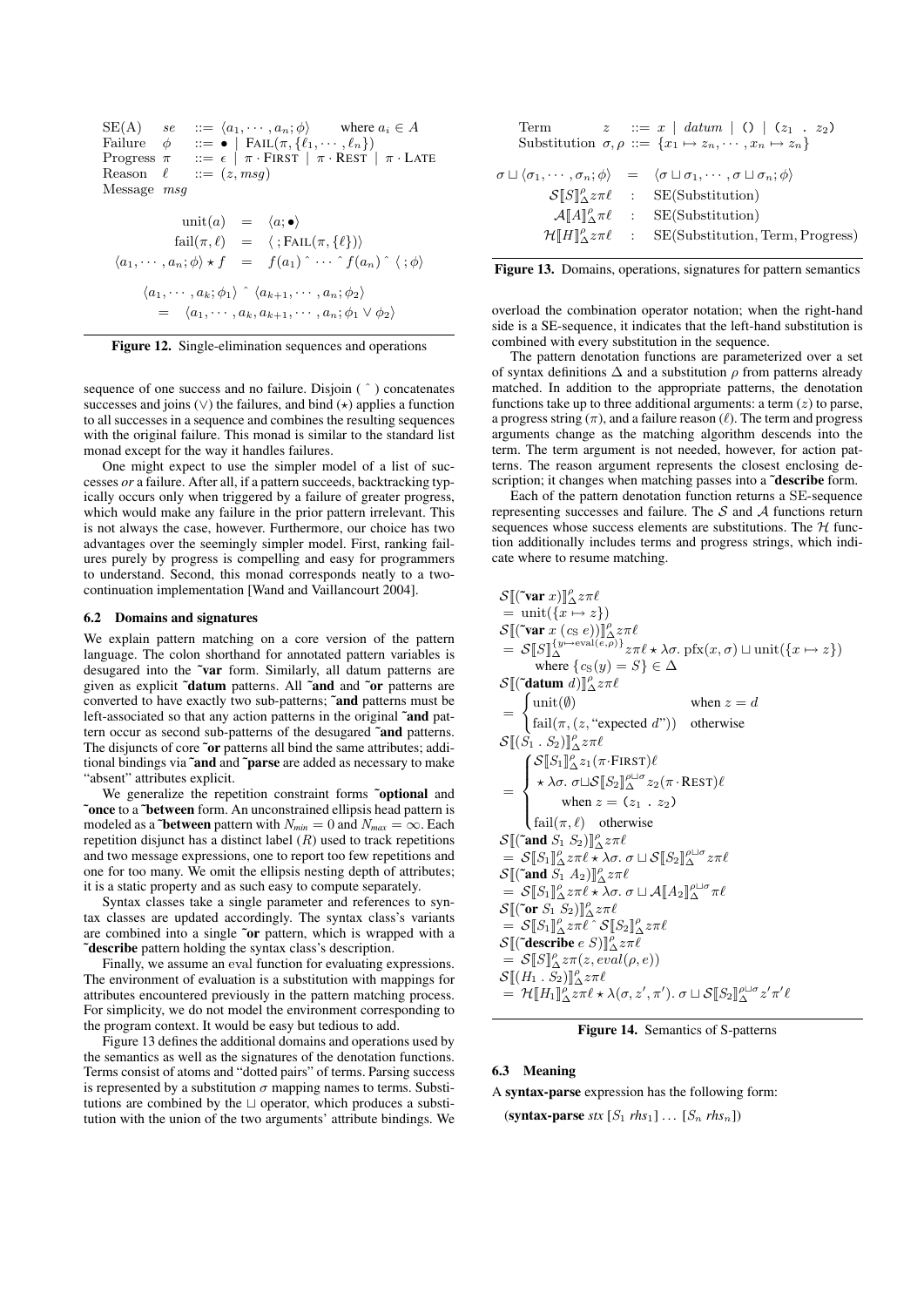$$
\begin{array}{llll}
\text{SE}(A) & se & ::= \langle a_1, \cdots, a_n; \phi\rangle & \text{where } a_i \in A \\
\text{Failure} & \phi & ::= \bullet \mid \text{FAIL}(\pi, \{\ell_1, \cdots, \ell_n\}) & \\
\text{Progress} & \pi & ::= \epsilon \mid \pi \cdot \text{FIRST} \mid \pi \cdot \text{REST} \mid \pi \cdot \text{LATE} & \\
\text{Reason} & \ell & ::= (z, msg) & \\
\text{Message} & msg & &
\end{array}
$$

$$
\begin{array}{rcl}
\text{unit}(a) & = & \langle a; \bullet\rangle \\
\text{fail}(\pi, \ell) & = & \langle\,; \text{FAIL}(\pi, \{\ell\})\rangle \\
\langle a_1, \cdots, a_n; \phi\rangle \star f & = & f(a_1) \,\hat{}\, \cdots \,\hat{}\, f(a_n) \,\hat{}\, \langle\,; \phi\rangle
\end{array}
$$

$$
\begin{array}{l}
\langle a_1, \cdots, a_k; \phi_1\rangle \,\hat{}\, \langle a_{k+1}, \cdots, a_n; \phi_2\rangle \\
\quad = \langle a_1, \cdots, a_k, a_{k+1}, \cdots, a_n; \phi_1 \vee \phi_2\rangle
\end{array}
$$

**Figure 12.** Single-elimination sequences and operations

sequence of one success and no failure. Disjoin ( $\hat{}$ ) concatenates successes and joins ($\vee$) the failures, and bind ($\star$) applies a function to all successes in a sequence and combines the resulting sequences with the original failure. This monad is similar to the standard list monad except for the way it handles failures.

One might expect to use the simpler model of a list of successes *or* a failure. After all, if a pattern succeeds, backtracking typically occurs only when triggered by a failure of greater progress, which would make any failure in the prior pattern irrelevant. This is not always the case, however. Furthermore, our choice has two advantages over the seemingly simpler model. First, ranking failures purely by progress is compelling and easy for programmers to understand. Second, this monad corresponds neatly to a two-continuation implementation [Wand and Vaillancourt 2004].

### 6.2 Domains and signatures

We explain pattern matching on a core version of the pattern language. The colon shorthand for annotated pattern variables is desugared into the **~var** form. Similarly, all datum patterns are given as explicit **~datum** patterns. All **~and** and **~or** patterns are converted to have exactly two sub-patterns; **~and** patterns must be left-associated so that any action patterns in the original **~and** pattern occur as second sub-patterns of the desugared **~and** patterns. The disjuncts of core **~or** patterns all bind the same attributes; additional bindings via **~and** and **~parse** are added as necessary to make "absent" attributes explicit.

We generalize the repetition constraint forms **~optional** and **~once** to a **~between** form. An unconstrained ellipsis head pattern is modeled as a **~between** pattern with $N_{min} = 0$ and $N_{max} = \infty$. Each repetition disjunct has a distinct label ($R$) used to track repetitions and two message expressions, one to report too few repetitions and one for too many. We omit the ellipsis nesting depth of attributes; it is a static property and as such easy to compute separately.

Syntax classes take a single parameter and references to syntax classes are updated accordingly. The syntax class's variants are combined into a single **~or** pattern, which is wrapped with a **~describe** pattern holding the syntax class's description.

Finally, we assume an eval function for evaluating expressions. The environment of evaluation is a substitution with mappings for attributes encountered previously in the pattern matching process. For simplicity, we do not model the environment corresponding to the program context. It would be easy but tedious to add.

Figure 13 defines the additional domains and operations used by the semantics as well as the signatures of the denotation functions. Terms consist of atoms and "dotted pairs" of terms. Parsing success is represented by a substitution $\sigma$ mapping names to terms. Substitutions are combined by the $\sqcup$ operator, which produces a substitution with the union of the two arguments' attribute bindings. We overload the combination operator notation; when the right-hand side is a SE-sequence, it indicates that the left-hand substitution is combined with every substitution in the sequence.

$$
\begin{array}{lll}
\text{Term} & z & ::= x \mid datum \mid \texttt{()} \mid \texttt{(}z_1 \;\texttt{.}\; z_2\texttt{)} \\
\text{Substitution} & \sigma, \rho & ::= \{x_1 \mapsto z_n, \cdots, x_n \mapsto z_n\}
\end{array}
$$

$$
\begin{array}{rcl}
\sigma \sqcup \langle\sigma_1, \cdots, \sigma_n; \phi\rangle & = & \langle\sigma \sqcup \sigma_1, \cdots, \sigma \sqcup \sigma_n; \phi\rangle \\
\mathcal{S}[\![S]\!]^\rho_\Delta z\pi\ell & : & \text{SE(Substitution)} \\
\mathcal{A}[\![A]\!]^\rho_\Delta \pi\ell & : & \text{SE(Substitution)} \\
\mathcal{H}[\![H]\!]^\rho_\Delta z\pi\ell & : & \text{SE(Substitution, Term, Progress)}
\end{array}
$$

**Figure 13.** Domains, operations, signatures for pattern semantics

The pattern denotation functions are parameterized over a set of syntax definitions $\Delta$ and a substitution $\rho$ from patterns already matched. In addition to the appropriate patterns, the denotation functions take up to three additional arguments: a term ($z$) to parse, a progress string ($\pi$), and a failure reason ($\ell$). The term and progress arguments change as the matching algorithm descends into the term. The term argument is not needed, however, for action patterns. The reason argument represents the closest enclosing description; it changes when matching passes into a **~describe** form.

Each of the pattern denotation function returns a SE-sequence representing successes and failure. The $\mathcal{S}$ and $\mathcal{A}$ functions return sequences whose success elements are substitutions. The $\mathcal{H}$ function additionally includes terms and progress strings, which indicate where to resume matching.

$$
\begin{array}{l}
\mathcal{S}[\![(\tilde{}\textbf{var}\ x)]\!]^\rho_\Delta z\pi\ell \\
= \text{unit}(\{x \mapsto z\}) \\
\mathcal{S}[\![(\tilde{}\textbf{var}\ x\ (c_S\ e))]\!]^\rho_\Delta z\pi\ell \\
= \mathcal{S}[\![S]\!]^{\{y \mapsto \text{eval}(e,\rho)\}}_\Delta z\pi\ell \star \lambda\sigma.\ \text{pfx}(x, \sigma) \sqcup \text{unit}(\{x \mapsto z\}) \\
\qquad \text{where } \{c_S(y) = S\} \in \Delta \\
\mathcal{S}[\![(\tilde{}\textbf{datum}\ d)]\!]^\rho_\Delta z\pi\ell \\
= \begin{cases} \text{unit}(\emptyset) & \text{when } z = d \\ \text{fail}(\pi, (z, \text{"expected } d\text{"})) & \text{otherwise} \end{cases} \\
\mathcal{S}[\![(S_1\ .\ S_2)]\!]^\rho_\Delta z\pi\ell \\
= \begin{cases} \mathcal{S}[\![S_1]\!]^\rho_\Delta z_1(\pi \cdot \text{FIRST})\ell \\ \quad \star\ \lambda\sigma.\ \sigma \sqcup \mathcal{S}[\![S_2]\!]^{\rho \sqcup \sigma}_\Delta z_2(\pi \cdot \text{REST})\ell \\ \qquad \text{when } z = (z_1\ .\ z_2) \\ \text{fail}(\pi, \ell) \quad \text{otherwise} \end{cases} \\
\mathcal{S}[\![(\tilde{}\textbf{and}\ S_1\ S_2)]\!]^\rho_\Delta z\pi\ell \\
= \mathcal{S}[\![S_1]\!]^\rho_\Delta z\pi\ell \star \lambda\sigma.\ \sigma \sqcup \mathcal{S}[\![S_2]\!]^{\rho \sqcup \sigma}_\Delta z\pi\ell \\
\mathcal{S}[\![(\tilde{}\textbf{and}\ S_1\ A_2)]\!]^\rho_\Delta z\pi\ell \\
= \mathcal{S}[\![S_1]\!]^\rho_\Delta z\pi\ell \star \lambda\sigma.\ \sigma \sqcup \mathcal{A}[\![A_2]\!]^{\rho \sqcup \sigma}_\Delta \pi\ell \\
\mathcal{S}[\![(\tilde{}\textbf{or}\ S_1\ S_2)]\!]^\rho_\Delta z\pi\ell \\
= \mathcal{S}[\![S_1]\!]^\rho_\Delta z\pi\ell \,\hat{}\, \mathcal{S}[\![S_2]\!]^\rho_\Delta z\pi\ell \\
\mathcal{S}[\![(\tilde{}\textbf{describe}\ e\ S)]\!]^\rho_\Delta z\pi\ell \\
= \mathcal{S}[\![S]\!]^\rho_\Delta z\pi(z, eval(\rho, e)) \\
\mathcal{S}[\![(H_1\ .\ S_2)]\!]^\rho_\Delta z\pi\ell \\
= \mathcal{H}[\![H_1]\!]^\rho_\Delta z\pi\ell \star \lambda(\sigma, z', \pi').\ \sigma \sqcup \mathcal{S}[\![S_2]\!]^{\rho \sqcup \sigma}_\Delta z'\pi'\ell
\end{array}
$$

**Figure 14.** Semantics of S-patterns

### 6.3 Meaning

A **syntax-parse** expression has the following form:

(**syntax-parse** *stx* [$S_1$ *rhs*$_1$] ... [$S_n$ *rhs*$_n$])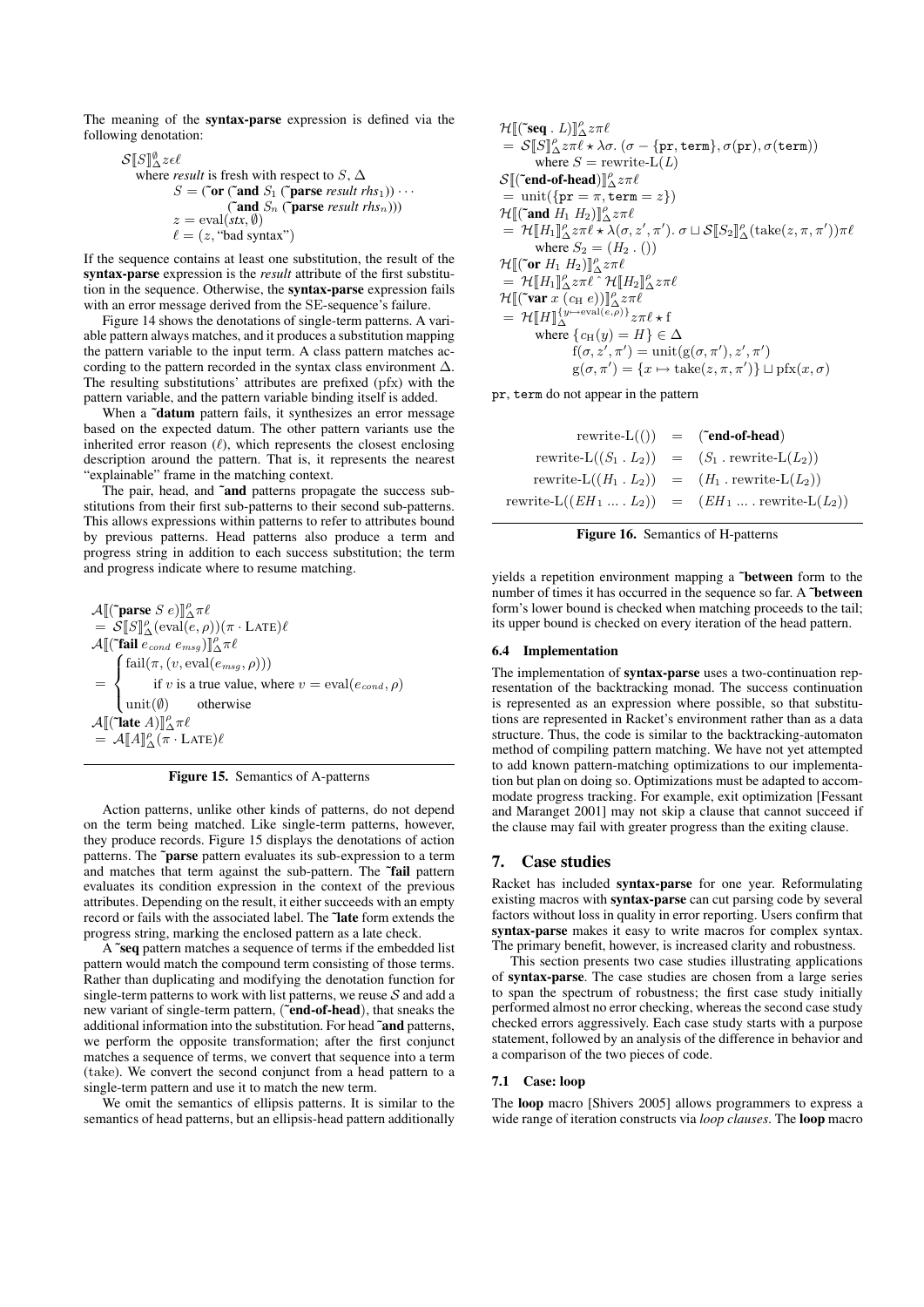The meaning of the **syntax-parse** expression is defined via the following denotation:

$$
\begin{aligned}
&\mathcal{S}[\![S]\!]^{\emptyset}_{\Delta} z \epsilon \ell \\
&\quad \text{where } \textit{result} \text{ is fresh with respect to } S, \Delta \\
&\qquad S = (\text{\~{}}\mathbf{or}\ (\text{\~{}}\mathbf{and}\ S_1\ (\text{\~{}}\mathbf{parse}\ \textit{result}\ \textit{rhs}_1)) \cdots \\
&\qquad\qquad (\text{\~{}}\mathbf{and}\ S_n\ (\text{\~{}}\mathbf{parse}\ \textit{result}\ \textit{rhs}_n))) \\
&\qquad z = \text{eval}(\textit{stx}, \emptyset) \\
&\qquad \ell = (z, \text{"bad syntax"})
\end{aligned}
$$

If the sequence contains at least one substitution, the result of the **syntax-parse** expression is the *result* attribute of the first substitution in the sequence. Otherwise, the **syntax-parse** expression fails with an error message derived from the SE-sequence's failure.

Figure 14 shows the denotations of single-term patterns. A variable pattern always matches, and it produces a substitution mapping the pattern variable to the input term. A class pattern matches according to the pattern recorded in the syntax class environment $\Delta$. The resulting substitutions' attributes are prefixed (pfx) with the pattern variable, and the pattern variable binding itself is added.

When a **~datum** pattern fails, it synthesizes an error message based on the expected datum. The other pattern variants use the inherited error reason ($\ell$), which represents the closest enclosing description around the pattern. That is, it represents the nearest "explainable" frame in the matching context.

The pair, head, and **~and** patterns propagate the success substitutions from their first sub-patterns to their second sub-patterns. This allows expressions within patterns to refer to attributes bound by previous patterns. Head patterns also produce a term and progress string in addition to each success substitution; the term and progress indicate where to resume matching.

$$
\begin{aligned}
&\mathcal{A}[\![(\text{\~{}}\mathbf{parse}\ S\ e)]\!]^{\rho}_{\Delta} \pi \ell \\
&= \mathcal{S}[\![S]\!]^{\rho}_{\Delta}(\text{eval}(e, \rho))(\pi \cdot \text{LATE})\ell \\
&\mathcal{A}[\![(\text{\~{}}\mathbf{fail}\ e_{cond}\ e_{msg})]\!]^{\rho}_{\Delta} \pi \ell \\
&= \begin{cases} \text{fail}(\pi, (v, \text{eval}(e_{msg}, \rho))) \\ \qquad \text{if } v \text{ is a true value, where } v = \text{eval}(e_{cond}, \rho) \\ \text{unit}(\emptyset) \qquad \text{otherwise} \end{cases} \\
&\mathcal{A}[\![(\text{\~{}}\mathbf{late}\ A)]\!]^{\rho}_{\Delta} \pi \ell \\
&= \mathcal{A}[\![A]\!]^{\rho}_{\Delta}(\pi \cdot \text{LATE})\ell
\end{aligned}
$$

**Figure 15.** Semantics of A-patterns

Action patterns, unlike other kinds of patterns, do not depend on the term being matched. Like single-term patterns, however, they produce records. Figure 15 displays the denotations of action patterns. The **~parse** pattern evaluates its sub-expression to a term and matches that term against the sub-pattern. The **~fail** pattern evaluates its condition expression in the context of the previous attributes. Depending on the result, it either succeeds with an empty record or fails with the associated label. The **~late** form extends the progress string, marking the enclosed pattern as a late check.

A **~seq** pattern matches a sequence of terms if the embedded list pattern would match the compound term consisting of those terms. Rather than duplicating and modifying the denotation function for single-term patterns to work with list patterns, we reuse $\mathcal{S}$ and add a new variant of single-term pattern, (**~end-of-head**), that sneaks the additional information into the substitution. For head **~and** patterns, we perform the opposite transformation; after the first conjunct matches a sequence of terms, we convert that sequence into a term (take). We convert the second conjunct from a head pattern to a single-term pattern and use it to match the new term.

We omit the semantics of ellipsis patterns. It is similar to the semantics of head patterns, but an ellipsis-head pattern additionally yields a repetition environment mapping a **~between** form to the number of times it has occurred in the sequence so far. A **~between** form's lower bound is checked when matching proceeds to the tail; its upper bound is checked on every iteration of the head pattern.

$$
\begin{aligned}
&\mathcal{H}[\![(\text{\~{}}\mathbf{seq}\ .\ L)]\!]^{\rho}_{\Delta} z \pi \ell \\
&= \mathcal{S}[\![S]\!]^{\rho}_{\Delta} z \pi \ell \star \lambda\sigma.\ (\sigma - \{\texttt{pr}, \texttt{term}\}, \sigma(\texttt{pr}), \sigma(\texttt{term})) \\
&\qquad \text{where } S = \text{rewrite-L}(L) \\
&\mathcal{S}[\![(\text{\~{}}\mathbf{end\text{-}of\text{-}head})]\!]^{\rho}_{\Delta} z \pi \ell \\
&= \text{unit}(\{\texttt{pr} = \pi, \texttt{term} = z\}) \\
&\mathcal{H}[\![(\text{\~{}}\mathbf{and}\ H_1\ H_2)]\!]^{\rho}_{\Delta} z \pi \ell \\
&= \mathcal{H}[\![H_1]\!]^{\rho}_{\Delta} z \pi \ell \star \lambda(\sigma, z', \pi').\ \sigma \sqcup \mathcal{S}[\![S_2]\!]^{\rho}_{\Delta}(\text{take}(z, \pi, \pi'))\pi\ell \\
&\qquad \text{where } S_2 = (H_2\ .\ ()) \\
&\mathcal{H}[\![(\text{\~{}}\mathbf{or}\ H_1\ H_2)]\!]^{\rho}_{\Delta} z \pi \ell \\
&= \mathcal{H}[\![H_1]\!]^{\rho}_{\Delta} z \pi \ell \mathbin{\hat{}} \mathcal{H}[\![H_2]\!]^{\rho}_{\Delta} z \pi \ell \\
&\mathcal{H}[\![(\text{\~{}}\mathbf{var}\ x\ (c_{\text{H}}\ e))]\!]^{\rho}_{\Delta} z \pi \ell \\
&= \mathcal{H}[\![H]\!]^{\{y \mapsto \text{eval}(e, \rho)\}}_{\Delta} z \pi \ell \star \text{f} \\
&\qquad \text{where } \{c_{\text{H}}(y) = H\} \in \Delta \\
&\qquad\quad \text{f}(\sigma, z', \pi') = \text{unit}(\text{g}(\sigma, \pi'), z', \pi') \\
&\qquad\quad \text{g}(\sigma, \pi') = \{x \mapsto \text{take}(z, \pi, \pi')\} \sqcup \text{pfx}(x, \sigma)
\end{aligned}
$$

pr, term do not appear in the pattern

$$
\begin{aligned}
\text{rewrite-L}(()) &= (\text{\~{}}\mathbf{end\text{-}of\text{-}head}) \\
\text{rewrite-L}((S_1\ .\ L_2)) &= (S_1\ .\ \text{rewrite-L}(L_2)) \\
\text{rewrite-L}((H_1\ .\ L_2)) &= (H_1\ .\ \text{rewrite-L}(L_2)) \\
\text{rewrite-L}((EH_1\ \ldots\ .\ L_2)) &= (EH_1\ \ldots\ .\ \text{rewrite-L}(L_2))
\end{aligned}
$$

**Figure 16.** Semantics of H-patterns

### 6.4 Implementation

The implementation of **syntax-parse** uses a two-continuation representation of the backtracking monad. The success continuation is represented as an expression where possible, so that substitutions are represented in Racket's environment rather than as a data structure. Thus, the code is similar to the backtracking-automaton method of compiling pattern matching. We have not yet attempted to add known pattern-matching optimizations to our implementation but plan on doing so. Optimizations must be adapted to accommodate progress tracking. For example, exit optimization [Fessant and Maranget 2001] may not skip a clause that cannot succeed if the clause may fail with greater progress than the exiting clause.

## 7. Case studies

Racket has included **syntax-parse** for one year. Reformulating existing macros with **syntax-parse** can cut parsing code by several factors without loss in quality in error reporting. Users confirm that **syntax-parse** makes it easy to write macros for complex syntax. The primary benefit, however, is increased clarity and robustness.

This section presents two case studies illustrating applications of **syntax-parse**. The case studies are chosen from a large series to span the spectrum of robustness; the first case study initially performed almost no error checking, whereas the second case study checked errors aggressively. Each case study starts with a purpose statement, followed by an analysis of the difference in behavior and a comparison of the two pieces of code.

### 7.1 Case: loop

The **loop** macro [Shivers 2005] allows programmers to express a wide range of iteration constructs via *loop clauses*. The **loop** macro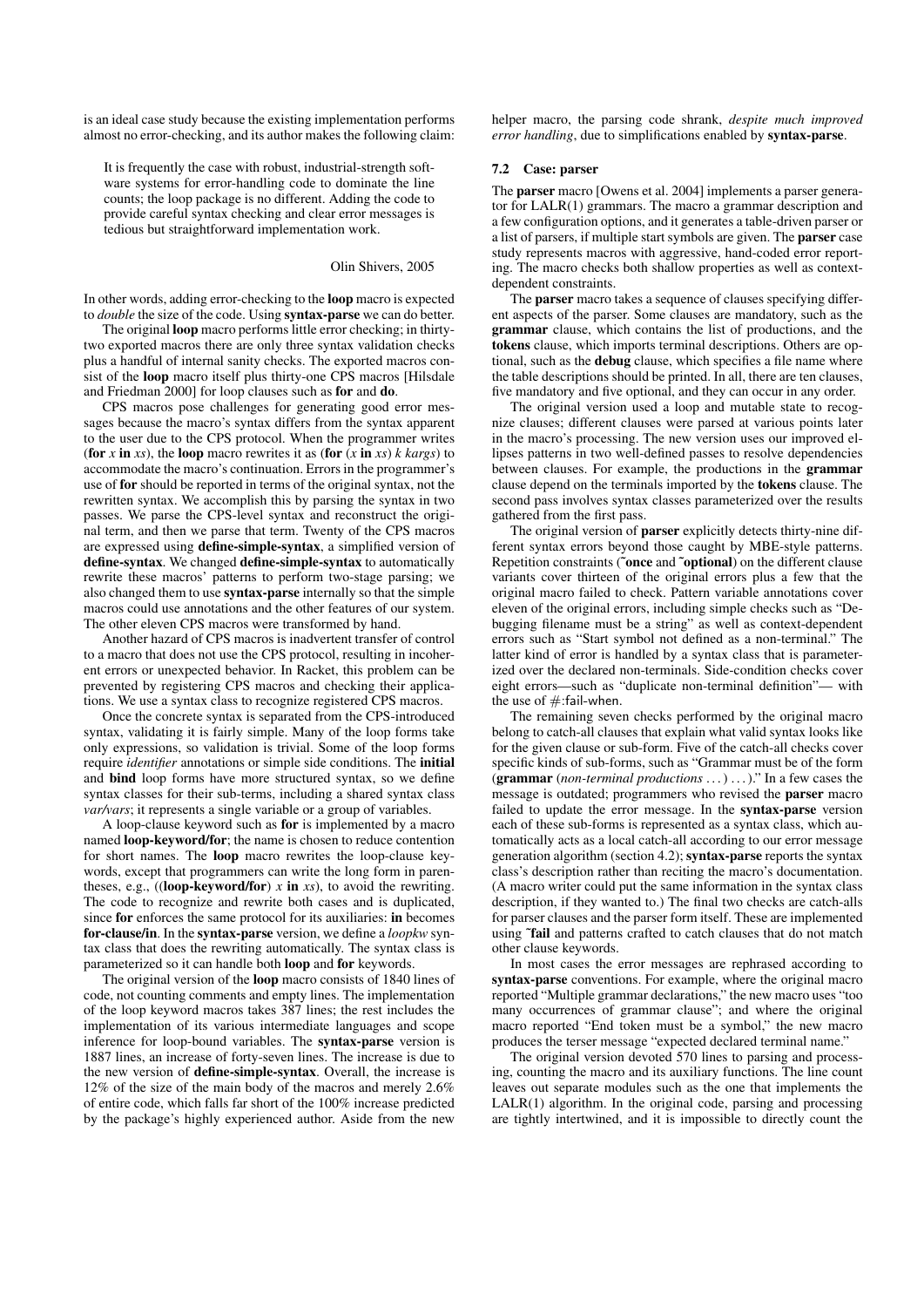is an ideal case study because the existing implementation performs almost no error-checking, and its author makes the following claim:

> It is frequently the case with robust, industrial-strength software systems for error-handling code to dominate the line counts; the loop package is no different. Adding the code to provide careful syntax checking and clear error messages is tedious but straightforward implementation work.
>
> Olin Shivers, 2005

In other words, adding error-checking to the **loop** macro is expected to *double* the size of the code. Using **syntax-parse** we can do better.

The original **loop** macro performs little error checking; in thirty-two exported macros there are only three syntax validation checks plus a handful of internal sanity checks. The exported macros consist of the **loop** macro itself plus thirty-one CPS macros [Hilsdale and Friedman 2000] for loop clauses such as **for** and **do**.

CPS macros pose challenges for generating good error messages because the macro's syntax differs from the syntax apparent to the user due to the CPS protocol. When the programmer writes (**for** *x* **in** *xs*), the **loop** macro rewrites it as (**for** (*x* **in** *xs*) *k kargs*) to accommodate the macro's continuation. Errors in the programmer's use of **for** should be reported in terms of the original syntax, not the rewritten syntax. We accomplish this by parsing the syntax in two passes. We parse the CPS-level syntax and reconstruct the original term, and then we parse that term. Twenty of the CPS macros are expressed using **define-simple-syntax**, a simplified version of **define-syntax**. We changed **define-simple-syntax** to automatically rewrite these macros' patterns to perform two-stage parsing; we also changed them to use **syntax-parse** internally so that the simple macros could use annotations and the other features of our system. The other eleven CPS macros were transformed by hand.

Another hazard of CPS macros is inadvertent transfer of control to a macro that does not use the CPS protocol, resulting in incoherent errors or unexpected behavior. In Racket, this problem can be prevented by registering CPS macros and checking their applications. We use a syntax class to recognize registered CPS macros.

Once the concrete syntax is separated from the CPS-introduced syntax, validating it is fairly simple. Many of the loop forms take only expressions, so validation is trivial. Some of the loop forms require *identifier* annotations or simple side conditions. The **initial** and **bind** loop forms have more structured syntax, so we define syntax classes for their sub-terms, including a shared syntax class *var/vars*; it represents a single variable or a group of variables.

A loop-clause keyword such as **for** is implemented by a macro named **loop-keyword/for**; the name is chosen to reduce contention for short names. The **loop** macro rewrites the loop-clause keywords, except that programmers can write the long form in parentheses, e.g., ((**loop-keyword/for**) *x* **in** *xs*), to avoid the rewriting. The code to recognize and rewrite both cases and is duplicated, since **for** enforces the same protocol for its auxiliaries: **in** becomes **for-clause/in**. In the **syntax-parse** version, we define a *loopkw* syntax class that does the rewriting automatically. The syntax class is parameterized so it can handle both **loop** and **for** keywords.

The original version of the **loop** macro consists of 1840 lines of code, not counting comments and empty lines. The implementation of the loop keyword macros takes 387 lines; the rest includes the implementation of its various intermediate languages and scope inference for loop-bound variables. The **syntax-parse** version is 1887 lines, an increase of forty-seven lines. The increase is due to the new version of **define-simple-syntax**. Overall, the increase is 12% of the size of the main body of the macros and merely 2.6% of entire code, which falls far short of the 100% increase predicted by the package's highly experienced author. Aside from the new helper macro, the parsing code shrank, *despite much improved error handling*, due to simplifications enabled by **syntax-parse**.

### 7.2 Case: parser

The **parser** macro [Owens et al. 2004] implements a parser generator for LALR(1) grammars. The macro a grammar description and a few configuration options, and it generates a table-driven parser or a list of parsers, if multiple start symbols are given. The **parser** case study represents macros with aggressive, hand-coded error reporting. The macro checks both shallow properties as well as context-dependent constraints.

The **parser** macro takes a sequence of clauses specifying different aspects of the parser. Some clauses are mandatory, such as the **grammar** clause, which contains the list of productions, and the **tokens** clause, which imports terminal descriptions. Others are optional, such as the **debug** clause, which specifies a file name where the table descriptions should be printed. In all, there are ten clauses, five mandatory and five optional, and they can occur in any order.

The original version used a loop and mutable state to recognize clauses; different clauses were parsed at various points later in the macro's processing. The new version uses our improved ellipses patterns in two well-defined passes to resolve dependencies between clauses. For example, the productions in the **grammar** clause depend on the terminals imported by the **tokens** clause. The second pass involves syntax classes parameterized over the results gathered from the first pass.

The original version of **parser** explicitly detects thirty-nine different syntax errors beyond those caught by MBE-style patterns. Repetition constraints (**~once** and **~optional**) on the different clause variants cover thirteen of the original errors plus a few that the original macro failed to check. Pattern variable annotations cover eleven of the original errors, including simple checks such as "Debugging filename must be a string" as well as context-dependent errors such as "Start symbol not defined as a non-terminal." The latter kind of error is handled by a syntax class that is parameterized over the declared non-terminals. Side-condition checks cover eight errors—such as "duplicate non-terminal definition"— with the use of #:fail-when.

The remaining seven checks performed by the original macro belong to catch-all clauses that explain what valid syntax looks like for the given clause or sub-form. Five of the catch-all checks cover specific kinds of sub-forms, such as "Grammar must be of the form (**grammar** (*non-terminal productions* ...) ...)." In a few cases the message is outdated; programmers who revised the **parser** macro failed to update the error message. In the **syntax-parse** version each of these sub-forms is represented as a syntax class, which automatically acts as a local catch-all according to our error message generation algorithm (section 4.2); **syntax-parse** reports the syntax class's description rather than reciting the macro's documentation. (A macro writer could put the same information in the syntax class description, if they wanted to.) The final two checks are catch-alls for parser clauses and the parser form itself. These are implemented using **~fail** and patterns crafted to catch clauses that do not match other clause keywords.

In most cases the error messages are rephrased according to **syntax-parse** conventions. For example, where the original macro reported "Multiple grammar declarations," the new macro uses "too many occurrences of grammar clause"; and where the original macro reported "End token must be a symbol," the new macro produces the terser message "expected declared terminal name."

The original version devoted 570 lines to parsing and processing, counting the macro and its auxiliary functions. The line count leaves out separate modules such as the one that implements the LALR(1) algorithm. In the original code, parsing and processing are tightly intertwined, and it is impossible to directly count the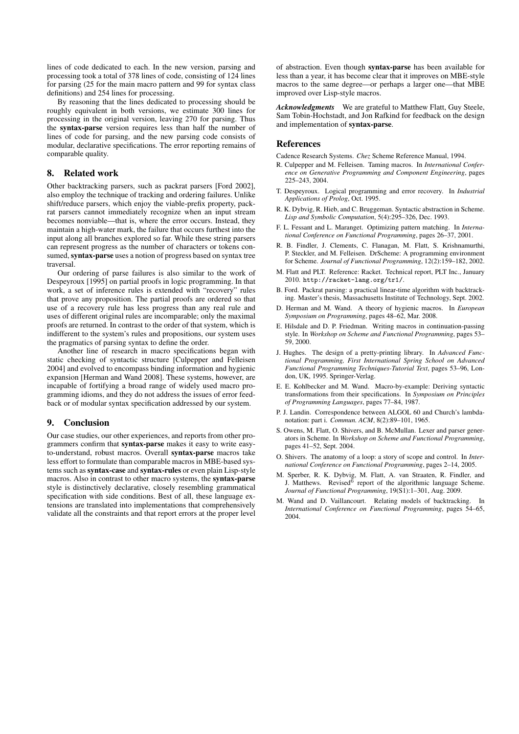lines of code dedicated to each. In the new version, parsing and processing took a total of 378 lines of code, consisting of 124 lines for parsing (25 for the main macro pattern and 99 for syntax class definitions) and 254 lines for processing.

By reasoning that the lines dedicated to processing should be roughly equivalent in both versions, we estimate 300 lines for processing in the original version, leaving 270 for parsing. Thus the **syntax-parse** version requires less than half the number of lines of code for parsing, and the new parsing code consists of modular, declarative specifications. The error reporting remains of comparable quality.

## 8. Related work

Other backtracking parsers, such as packrat parsers [Ford 2002], also employ the technique of tracking and ordering failures. Unlike shift/reduce parsers, which enjoy the viable-prefix property, packrat parsers cannot immediately recognize when an input stream becomes nonviable—that is, where the error occurs. Instead, they maintain a high-water mark, the failure that occurs furthest into the input along all branches explored so far. While these string parsers can represent progress as the number of characters or tokens consumed, **syntax-parse** uses a notion of progress based on syntax tree traversal.

Our ordering of parse failures is also similar to the work of Despeyroux [1995] on partial proofs in logic programming. In that work, a set of inference rules is extended with "recovery" rules that prove any proposition. The partial proofs are ordered so that use of a recovery rule has less progress than any real rule and uses of different original rules are incomparable; only the maximal proofs are returned. In contrast to the order of that system, which is indifferent to the system's rules and propositions, our system uses the pragmatics of parsing syntax to define the order.

Another line of research in macro specifications began with static checking of syntactic structure [Culpepper and Felleisen 2004] and evolved to encompass binding information and hygienic expansion [Herman and Wand 2008]. These systems, however, are incapable of fortifying a broad range of widely used macro programming idioms, and they do not address the issues of error feedback or of modular syntax specification addressed by our system.

## 9. Conclusion

Our case studies, our other experiences, and reports from other programmers confirm that **syntax-parse** makes it easy to write easy-to-understand, robust macros. Overall **syntax-parse** macros take less effort to formulate than comparable macros in MBE-based systems such as **syntax-case** and **syntax-rules** or even plain Lisp-style macros. Also in contrast to other macro systems, the **syntax-parse** style is distinctively declarative, closely resembling grammatical specification with side conditions. Best of all, these language extensions are translated into implementations that comprehensively validate all the constraints and that report errors at the proper level of abstraction. Even though **syntax-parse** has been available for less than a year, it has become clear that it improves on MBE-style macros to the same degree—or perhaps a larger one—that MBE improved over Lisp-style macros.

***Acknowledgments*** We are grateful to Matthew Flatt, Guy Steele, Sam Tobin-Hochstadt, and Jon Rafkind for feedback on the design and implementation of **syntax-parse**.

## References

Cadence Research Systems. *Chez* Scheme Reference Manual, 1994.

R. Culpepper and M. Felleisen. Taming macros. In *International Conference on Generative Programming and Component Engineering*, pages 225–243, 2004.

T. Despeyroux. Logical programming and error recovery. In *Industrial Applications of Prolog*, Oct. 1995.

R. K. Dybvig, R. Hieb, and C. Bruggeman. Syntactic abstraction in Scheme. *Lisp and Symbolic Computation*, 5(4):295–326, Dec. 1993.

F. L. Fessant and L. Maranget. Optimizing pattern matching. In *International Conference on Functional Programming*, pages 26–37, 2001.

R. B. Findler, J. Clements, C. Flanagan, M. Flatt, S. Krishnamurthi, P. Steckler, and M. Felleisen. DrScheme: A programming environment for Scheme. *Journal of Functional Programming*, 12(2):159–182, 2002.

M. Flatt and PLT. Reference: Racket. Technical report, PLT Inc., January 2010. `http://racket-lang.org/tr1/`.

B. Ford. Packrat parsing: a practical linear-time algorithm with backtracking. Master's thesis, Massachusetts Institute of Technology, Sept. 2002.

D. Herman and M. Wand. A theory of hygienic macros. In *European Symposium on Programming*, pages 48–62, Mar. 2008.

E. Hilsdale and D. P. Friedman. Writing macros in continuation-passing style. In *Workshop on Scheme and Functional Programming*, pages 53–59, 2000.

J. Hughes. The design of a pretty-printing library. In *Advanced Functional Programming, First International Spring School on Advanced Functional Programming Techniques-Tutorial Text*, pages 53–96, London, UK, 1995. Springer-Verlag.

E. E. Kohlbecker and M. Wand. Macro-by-example: Deriving syntactic transformations from their specifications. In *Symposium on Principles of Programming Languages*, pages 77–84, 1987.

P. J. Landin. Correspondence between ALGOL 60 and Church's lambda-notation: part i. *Commun. ACM*, 8(2):89–101, 1965.

S. Owens, M. Flatt, O. Shivers, and B. McMullan. Lexer and parser generators in Scheme. In *Workshop on Scheme and Functional Programming*, pages 41–52, Sept. 2004.

O. Shivers. The anatomy of a loop: a story of scope and control. In *International Conference on Functional Programming*, pages 2–14, 2005.

M. Sperber, R. K. Dybvig, M. Flatt, A. van Straaten, R. Findler, and J. Matthews. Revised$^6$ report of the algorithmic language Scheme. *Journal of Functional Programming*, 19(S1):1–301, Aug. 2009.

M. Wand and D. Vaillancourt. Relating models of backtracking. In *International Conference on Functional Programming*, pages 54–65, 2004.